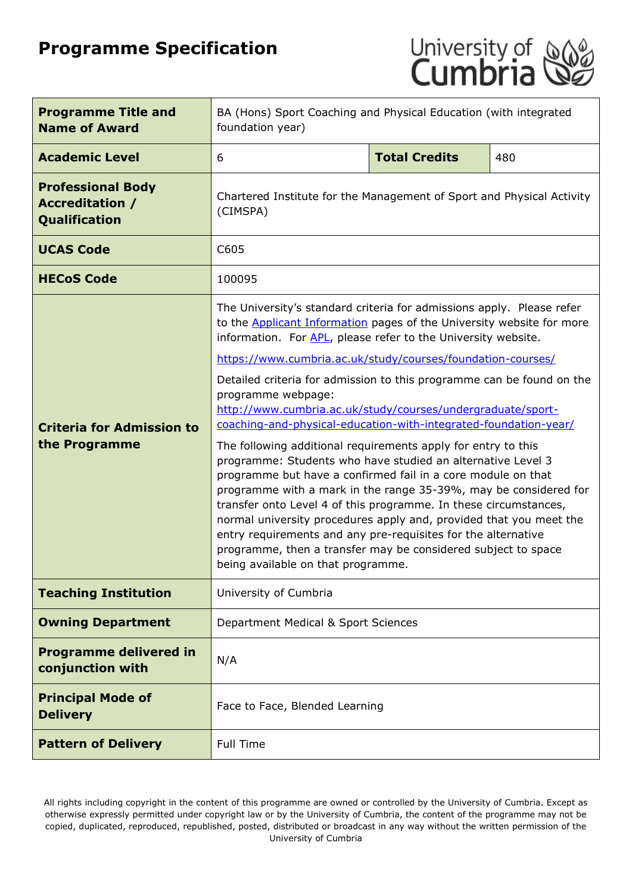# Programme Specification

| Programme Title and Name of Award | BA (Hons) Sport Coaching and Physical Education (with integrated foundation year) | | |
|---|---|---|---|
| **Academic Level** | 6 | **Total Credits** | 480 |
| **Professional Body Accreditation / Qualification** | Chartered Institute for the Management of Sport and Physical Activity (CIMSPA) | | |
| **UCAS Code** | C605 | | |
| **HECoS Code** | 100095 | | |
| **Criteria for Admission to the Programme** | The University's standard criteria for admissions apply. Please refer to the [Applicant Information](https://www.cumbria.ac.uk) pages of the University website for more information. For [APL](https://www.cumbria.ac.uk), please refer to the University website.<br><br>https://www.cumbria.ac.uk/study/courses/foundation-courses/<br><br>Detailed criteria for admission to this programme can be found on the programme webpage: http://www.cumbria.ac.uk/study/courses/undergraduate/sport-coaching-and-physical-education-with-integrated-foundation-year/<br><br>The following additional requirements apply for entry to this programme: Students who have studied an alternative Level 3 programme but have a confirmed fail in a core module on that programme with a mark in the range 35-39%, may be considered for transfer onto Level 4 of this programme. In these circumstances, normal university procedures apply and, provided that you meet the entry requirements and any pre-requisites for the alternative programme, then a transfer may be considered subject to space being available on that programme. | | |
| **Teaching Institution** | University of Cumbria | | |
| **Owning Department** | Department Medical & Sport Sciences | | |
| **Programme delivered in conjunction with** | N/A | | |
| **Principal Mode of Delivery** | Face to Face, Blended Learning | | |
| **Pattern of Delivery** | Full Time | | |

All rights including copyright in the content of this programme are owned or controlled by the University of Cumbria. Except as otherwise expressly permitted under copyright law or by the University of Cumbria, the content of the programme may not be copied, duplicated, reproduced, republished, posted, distributed or broadcast in any way without the written permission of the University of Cumbria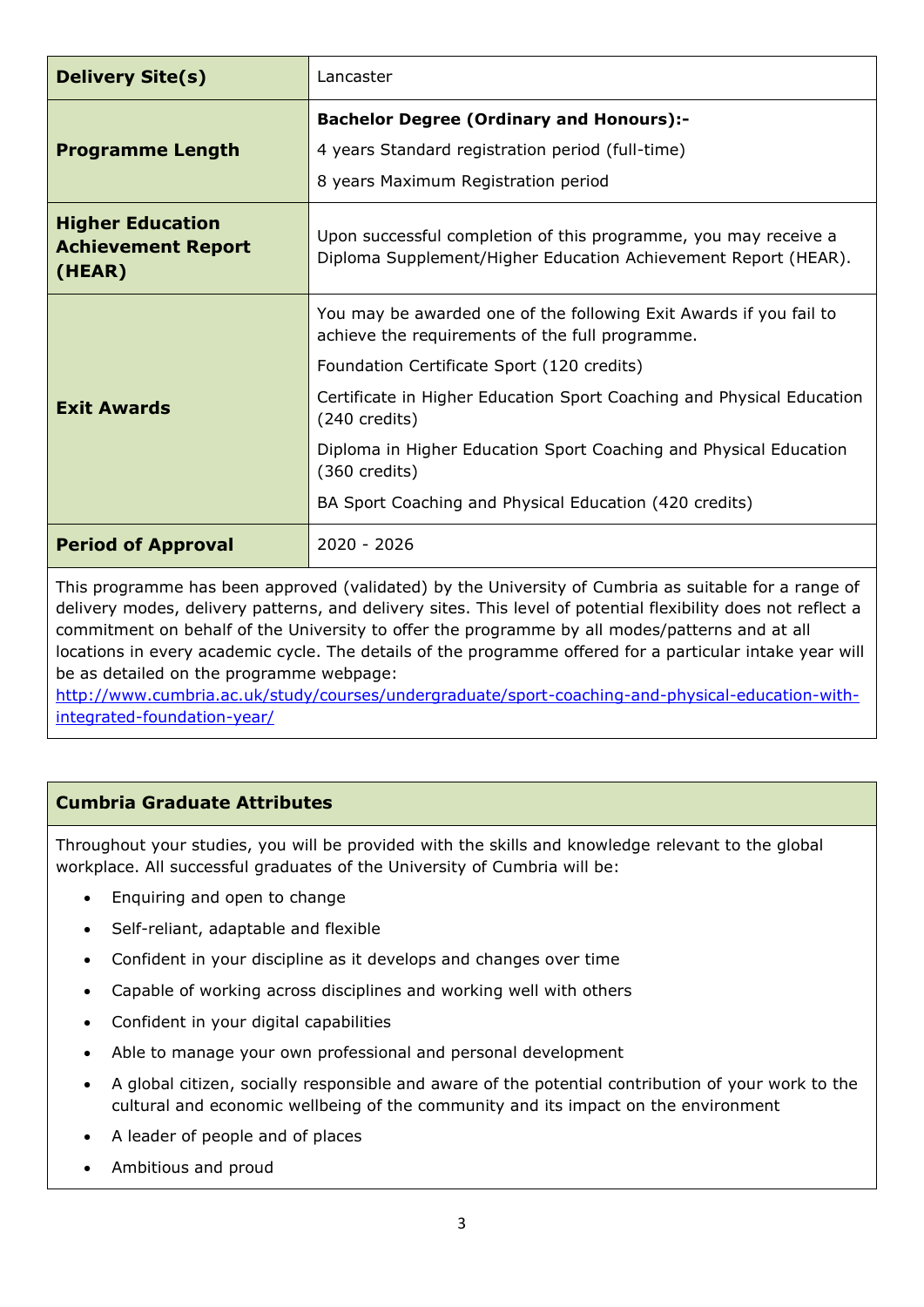| | |
|---|---|
| **Delivery Site(s)** | Lancaster |
| **Programme Length** | **Bachelor Degree (Ordinary and Honours):-**<br>4 years Standard registration period (full-time)<br>8 years Maximum Registration period |
| **Higher Education Achievement Report (HEAR)** | Upon successful completion of this programme, you may receive a Diploma Supplement/Higher Education Achievement Report (HEAR). |
| **Exit Awards** | You may be awarded one of the following Exit Awards if you fail to achieve the requirements of the full programme.<br>Foundation Certificate Sport (120 credits)<br>Certificate in Higher Education Sport Coaching and Physical Education (240 credits)<br>Diploma in Higher Education Sport Coaching and Physical Education (360 credits)<br>BA Sport Coaching and Physical Education (420 credits) |
| **Period of Approval** | 2020 - 2026 |

This programme has been approved (validated) by the University of Cumbria as suitable for a range of delivery modes, delivery patterns, and delivery sites. This level of potential flexibility does not reflect a commitment on behalf of the University to offer the programme by all modes/patterns and at all locations in every academic cycle. The details of the programme offered for a particular intake year will be as detailed on the programme webpage: http://www.cumbria.ac.uk/study/courses/undergraduate/sport-coaching-and-physical-education-with-integrated-foundation-year/

## Cumbria Graduate Attributes

Throughout your studies, you will be provided with the skills and knowledge relevant to the global workplace. All successful graduates of the University of Cumbria will be:

- Enquiring and open to change
- Self-reliant, adaptable and flexible
- Confident in your discipline as it develops and changes over time
- Capable of working across disciplines and working well with others
- Confident in your digital capabilities
- Able to manage your own professional and personal development
- A global citizen, socially responsible and aware of the potential contribution of your work to the cultural and economic wellbeing of the community and its impact on the environment
- A leader of people and of places
- Ambitious and proud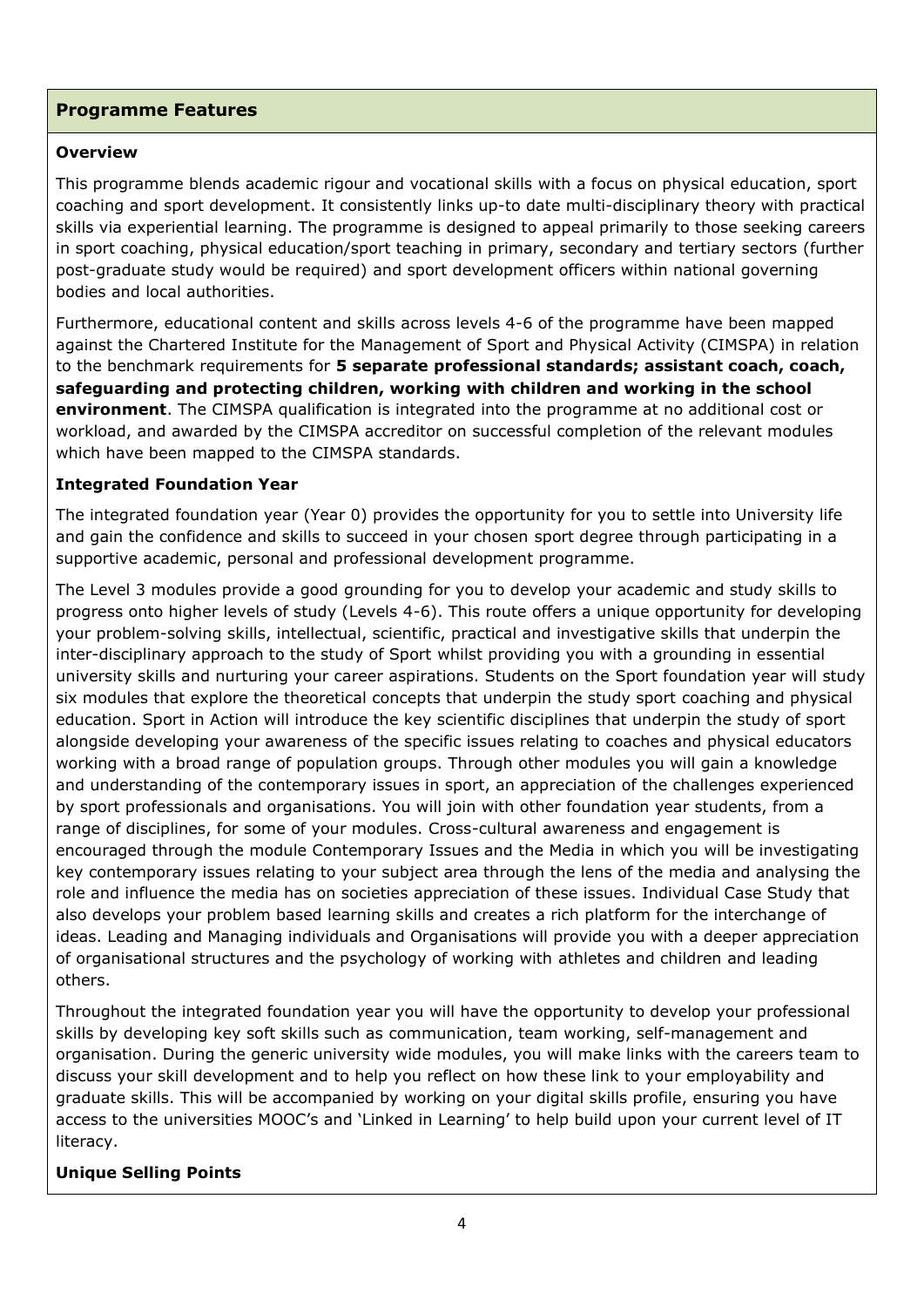## Programme Features

**Overview**

This programme blends academic rigour and vocational skills with a focus on physical education, sport coaching and sport development. It consistently links up-to date multi-disciplinary theory with practical skills via experiential learning. The programme is designed to appeal primarily to those seeking careers in sport coaching, physical education/sport teaching in primary, secondary and tertiary sectors (further post-graduate study would be required) and sport development officers within national governing bodies and local authorities.

Furthermore, educational content and skills across levels 4-6 of the programme have been mapped against the Chartered Institute for the Management of Sport and Physical Activity (CIMSPA) in relation to the benchmark requirements for **5 separate professional standards; assistant coach, coach, safeguarding and protecting children, working with children and working in the school environment**. The CIMSPA qualification is integrated into the programme at no additional cost or workload, and awarded by the CIMSPA accreditor on successful completion of the relevant modules which have been mapped to the CIMSPA standards.

**Integrated Foundation Year**

The integrated foundation year (Year 0) provides the opportunity for you to settle into University life and gain the confidence and skills to succeed in your chosen sport degree through participating in a supportive academic, personal and professional development programme.

The Level 3 modules provide a good grounding for you to develop your academic and study skills to progress onto higher levels of study (Levels 4-6). This route offers a unique opportunity for developing your problem-solving skills, intellectual, scientific, practical and investigative skills that underpin the inter-disciplinary approach to the study of Sport whilst providing you with a grounding in essential university skills and nurturing your career aspirations. Students on the Sport foundation year will study six modules that explore the theoretical concepts that underpin the study sport coaching and physical education. Sport in Action will introduce the key scientific disciplines that underpin the study of sport alongside developing your awareness of the specific issues relating to coaches and physical educators working with a broad range of population groups. Through other modules you will gain a knowledge and understanding of the contemporary issues in sport, an appreciation of the challenges experienced by sport professionals and organisations. You will join with other foundation year students, from a range of disciplines, for some of your modules. Cross-cultural awareness and engagement is encouraged through the module Contemporary Issues and the Media in which you will be investigating key contemporary issues relating to your subject area through the lens of the media and analysing the role and influence the media has on societies appreciation of these issues. Individual Case Study that also develops your problem based learning skills and creates a rich platform for the interchange of ideas. Leading and Managing individuals and Organisations will provide you with a deeper appreciation of organisational structures and the psychology of working with athletes and children and leading others.

Throughout the integrated foundation year you will have the opportunity to develop your professional skills by developing key soft skills such as communication, team working, self-management and organisation. During the generic university wide modules, you will make links with the careers team to discuss your skill development and to help you reflect on how these link to your employability and graduate skills. This will be accompanied by working on your digital skills profile, ensuring you have access to the universities MOOC's and 'Linked in Learning' to help build upon your current level of IT literacy.

**Unique Selling Points**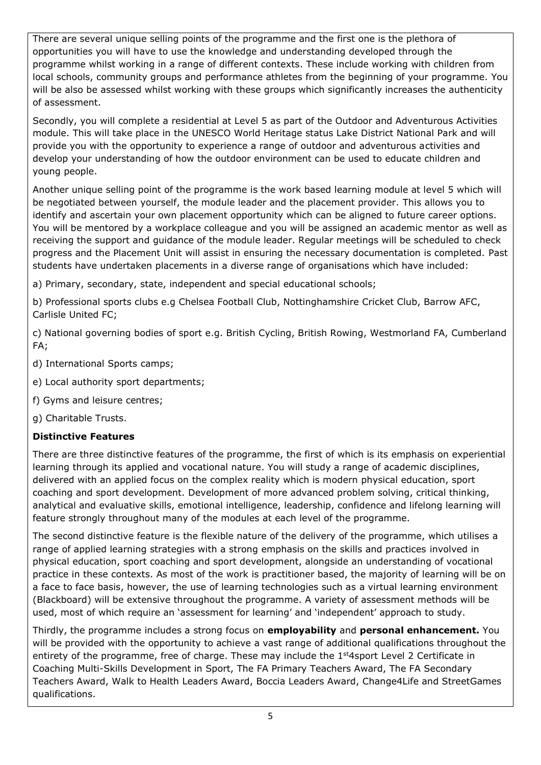There are several unique selling points of the programme and the first one is the plethora of opportunities you will have to use the knowledge and understanding developed through the programme whilst working in a range of different contexts. These include working with children from local schools, community groups and performance athletes from the beginning of your programme. You will be also be assessed whilst working with these groups which significantly increases the authenticity of assessment.

Secondly, you will complete a residential at Level 5 as part of the Outdoor and Adventurous Activities module. This will take place in the UNESCO World Heritage status Lake District National Park and will provide you with the opportunity to experience a range of outdoor and adventurous activities and develop your understanding of how the outdoor environment can be used to educate children and young people.

Another unique selling point of the programme is the work based learning module at level 5 which will be negotiated between yourself, the module leader and the placement provider. This allows you to identify and ascertain your own placement opportunity which can be aligned to future career options. You will be mentored by a workplace colleague and you will be assigned an academic mentor as well as receiving the support and guidance of the module leader. Regular meetings will be scheduled to check progress and the Placement Unit will assist in ensuring the necessary documentation is completed. Past students have undertaken placements in a diverse range of organisations which have included:

a) Primary, secondary, state, independent and special educational schools;

b) Professional sports clubs e.g Chelsea Football Club, Nottinghamshire Cricket Club, Barrow AFC, Carlisle United FC;

c) National governing bodies of sport e.g. British Cycling, British Rowing, Westmorland FA, Cumberland FA;

d) International Sports camps;

e) Local authority sport departments;

f) Gyms and leisure centres;

g) Charitable Trusts.

**Distinctive Features**

There are three distinctive features of the programme, the first of which is its emphasis on experiential learning through its applied and vocational nature. You will study a range of academic disciplines, delivered with an applied focus on the complex reality which is modern physical education, sport coaching and sport development. Development of more advanced problem solving, critical thinking, analytical and evaluative skills, emotional intelligence, leadership, confidence and lifelong learning will feature strongly throughout many of the modules at each level of the programme.

The second distinctive feature is the flexible nature of the delivery of the programme, which utilises a range of applied learning strategies with a strong emphasis on the skills and practices involved in physical education, sport coaching and sport development, alongside an understanding of vocational practice in these contexts. As most of the work is practitioner based, the majority of learning will be on a face to face basis, however, the use of learning technologies such as a virtual learning environment (Blackboard) will be extensive throughout the programme. A variety of assessment methods will be used, most of which require an 'assessment for learning' and 'independent' approach to study.

Thirdly, the programme includes a strong focus on **employability** and **personal enhancement.** You will be provided with the opportunity to achieve a vast range of additional qualifications throughout the entirety of the programme, free of charge. These may include the 1st4sport Level 2 Certificate in Coaching Multi-Skills Development in Sport, The FA Primary Teachers Award, The FA Secondary Teachers Award, Walk to Health Leaders Award, Boccia Leaders Award, Change4Life and StreetGames qualifications.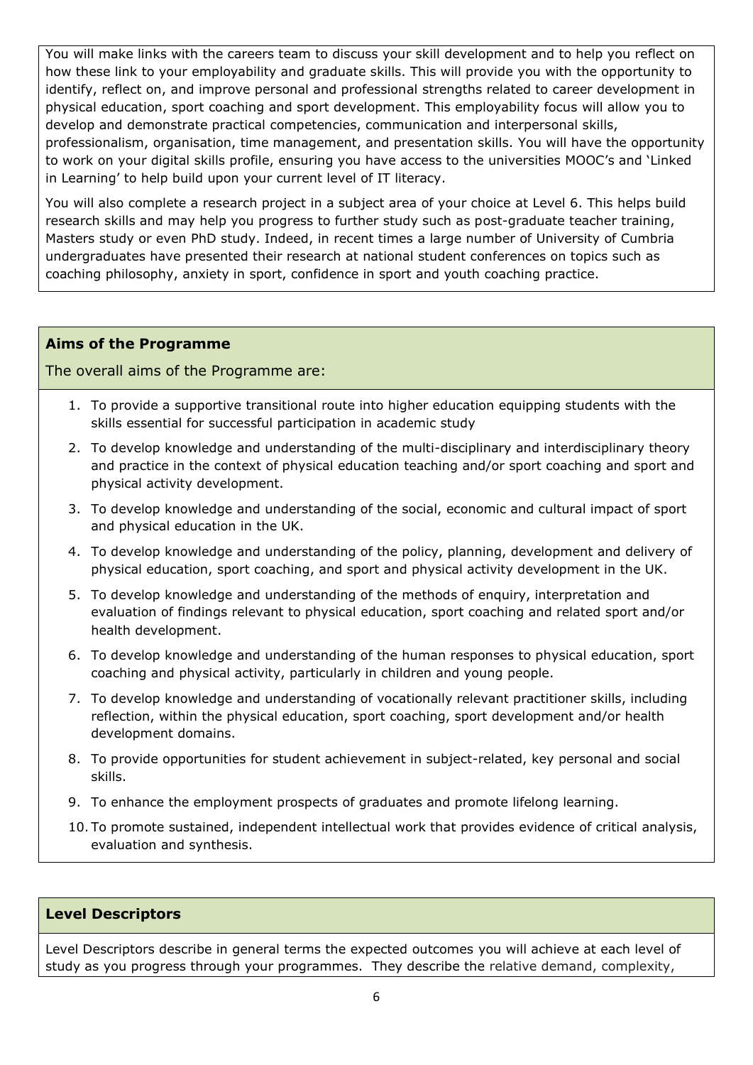You will make links with the careers team to discuss your skill development and to help you reflect on how these link to your employability and graduate skills. This will provide you with the opportunity to identify, reflect on, and improve personal and professional strengths related to career development in physical education, sport coaching and sport development. This employability focus will allow you to develop and demonstrate practical competencies, communication and interpersonal skills, professionalism, organisation, time management, and presentation skills. You will have the opportunity to work on your digital skills profile, ensuring you have access to the universities MOOC's and 'Linked in Learning' to help build upon your current level of IT literacy.

You will also complete a research project in a subject area of your choice at Level 6. This helps build research skills and may help you progress to further study such as post-graduate teacher training, Masters study or even PhD study. Indeed, in recent times a large number of University of Cumbria undergraduates have presented their research at national student conferences on topics such as coaching philosophy, anxiety in sport, confidence in sport and youth coaching practice.

## Aims of the Programme

The overall aims of the Programme are:

1. To provide a supportive transitional route into higher education equipping students with the skills essential for successful participation in academic study
2. To develop knowledge and understanding of the multi-disciplinary and interdisciplinary theory and practice in the context of physical education teaching and/or sport coaching and sport and physical activity development.
3. To develop knowledge and understanding of the social, economic and cultural impact of sport and physical education in the UK.
4. To develop knowledge and understanding of the policy, planning, development and delivery of physical education, sport coaching, and sport and physical activity development in the UK.
5. To develop knowledge and understanding of the methods of enquiry, interpretation and evaluation of findings relevant to physical education, sport coaching and related sport and/or health development.
6. To develop knowledge and understanding of the human responses to physical education, sport coaching and physical activity, particularly in children and young people.
7. To develop knowledge and understanding of vocationally relevant practitioner skills, including reflection, within the physical education, sport coaching, sport development and/or health development domains.
8. To provide opportunities for student achievement in subject-related, key personal and social skills.
9. To enhance the employment prospects of graduates and promote lifelong learning.
10. To promote sustained, independent intellectual work that provides evidence of critical analysis, evaluation and synthesis.

## Level Descriptors

Level Descriptors describe in general terms the expected outcomes you will achieve at each level of study as you progress through your programmes. They describe the relative demand, complexity,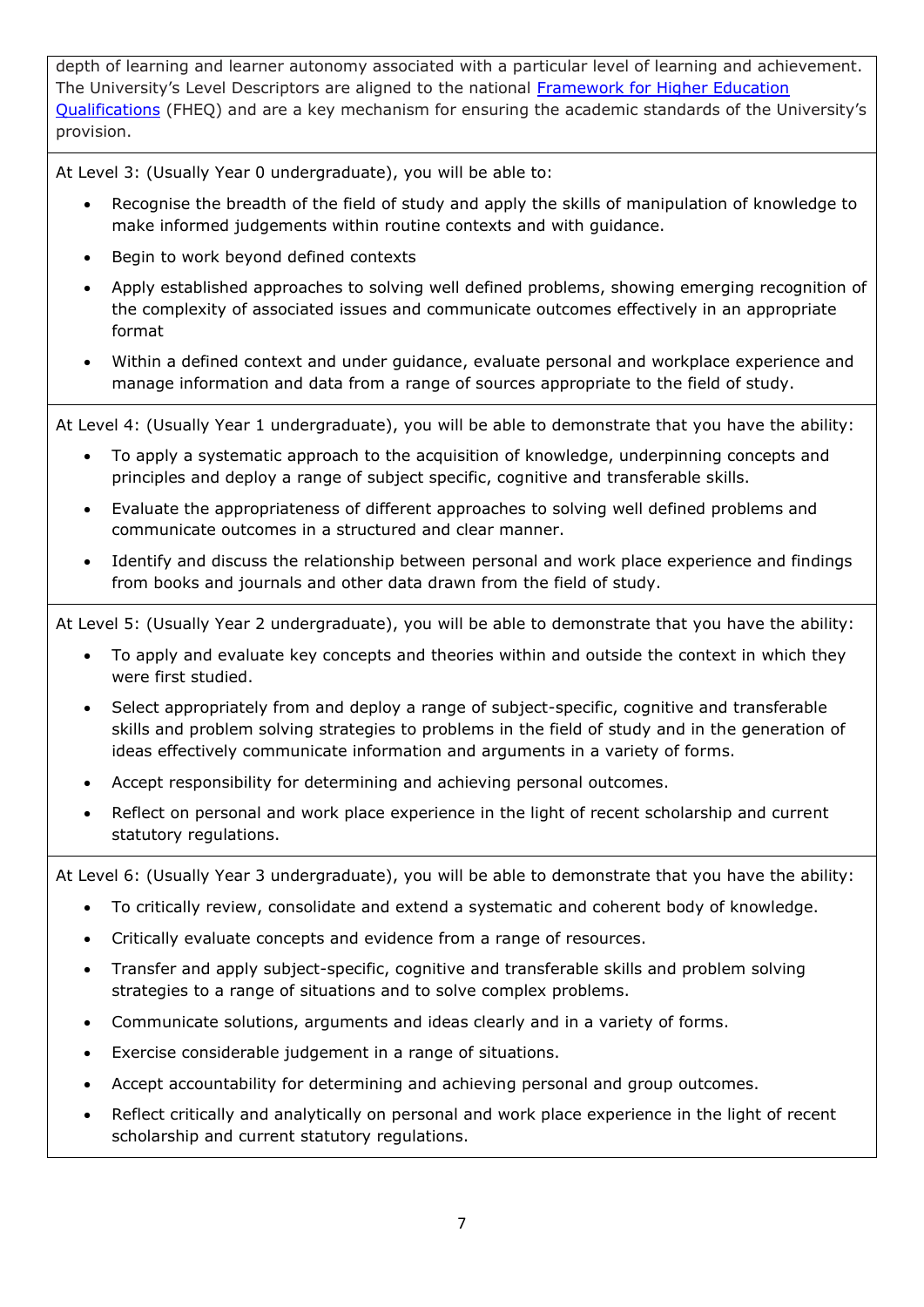depth of learning and learner autonomy associated with a particular level of learning and achievement. The University's Level Descriptors are aligned to the national [Framework for Higher Education Qualifications](#) (FHEQ) and are a key mechanism for ensuring the academic standards of the University's provision.

At Level 3: (Usually Year 0 undergraduate), you will be able to:

- Recognise the breadth of the field of study and apply the skills of manipulation of knowledge to make informed judgements within routine contexts and with guidance.
- Begin to work beyond defined contexts
- Apply established approaches to solving well defined problems, showing emerging recognition of the complexity of associated issues and communicate outcomes effectively in an appropriate format
- Within a defined context and under guidance, evaluate personal and workplace experience and manage information and data from a range of sources appropriate to the field of study.

At Level 4: (Usually Year 1 undergraduate), you will be able to demonstrate that you have the ability:

- To apply a systematic approach to the acquisition of knowledge, underpinning concepts and principles and deploy a range of subject specific, cognitive and transferable skills.
- Evaluate the appropriateness of different approaches to solving well defined problems and communicate outcomes in a structured and clear manner.
- Identify and discuss the relationship between personal and work place experience and findings from books and journals and other data drawn from the field of study.

At Level 5: (Usually Year 2 undergraduate), you will be able to demonstrate that you have the ability:

- To apply and evaluate key concepts and theories within and outside the context in which they were first studied.
- Select appropriately from and deploy a range of subject-specific, cognitive and transferable skills and problem solving strategies to problems in the field of study and in the generation of ideas effectively communicate information and arguments in a variety of forms.
- Accept responsibility for determining and achieving personal outcomes.
- Reflect on personal and work place experience in the light of recent scholarship and current statutory regulations.

At Level 6: (Usually Year 3 undergraduate), you will be able to demonstrate that you have the ability:

- To critically review, consolidate and extend a systematic and coherent body of knowledge.
- Critically evaluate concepts and evidence from a range of resources.
- Transfer and apply subject-specific, cognitive and transferable skills and problem solving strategies to a range of situations and to solve complex problems.
- Communicate solutions, arguments and ideas clearly and in a variety of forms.
- Exercise considerable judgement in a range of situations.
- Accept accountability for determining and achieving personal and group outcomes.
- Reflect critically and analytically on personal and work place experience in the light of recent scholarship and current statutory regulations.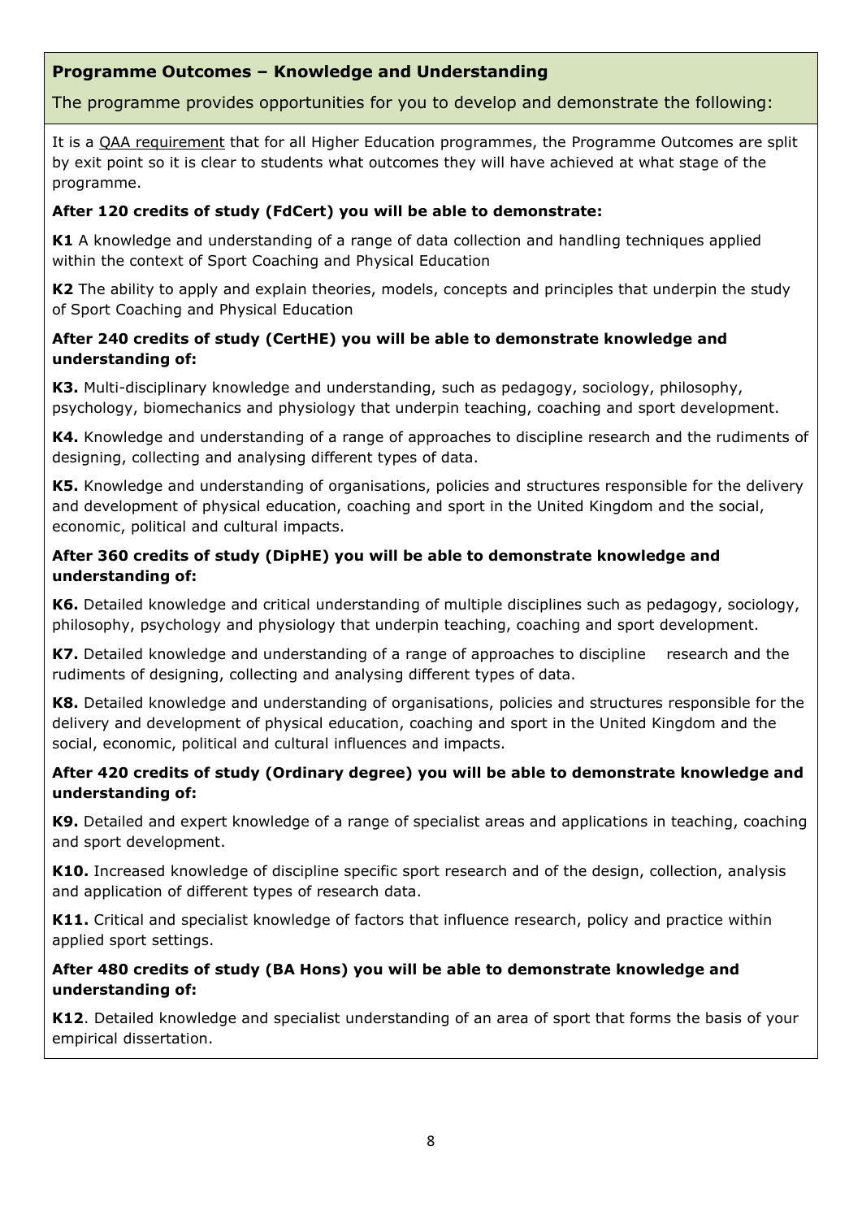## Programme Outcomes – Knowledge and Understanding

The programme provides opportunities for you to develop and demonstrate the following:

It is a QAA requirement that for all Higher Education programmes, the Programme Outcomes are split by exit point so it is clear to students what outcomes they will have achieved at what stage of the programme.

**After 120 credits of study (FdCert) you will be able to demonstrate:**

**K1** A knowledge and understanding of a range of data collection and handling techniques applied within the context of Sport Coaching and Physical Education

**K2** The ability to apply and explain theories, models, concepts and principles that underpin the study of Sport Coaching and Physical Education

**After 240 credits of study (CertHE) you will be able to demonstrate knowledge and understanding of:**

**K3.** Multi-disciplinary knowledge and understanding, such as pedagogy, sociology, philosophy, psychology, biomechanics and physiology that underpin teaching, coaching and sport development.

**K4.** Knowledge and understanding of a range of approaches to discipline research and the rudiments of designing, collecting and analysing different types of data.

**K5.** Knowledge and understanding of organisations, policies and structures responsible for the delivery and development of physical education, coaching and sport in the United Kingdom and the social, economic, political and cultural impacts.

**After 360 credits of study (DipHE) you will be able to demonstrate knowledge and understanding of:**

**K6.** Detailed knowledge and critical understanding of multiple disciplines such as pedagogy, sociology, philosophy, psychology and physiology that underpin teaching, coaching and sport development.

**K7.** Detailed knowledge and understanding of a range of approaches to discipline research and the rudiments of designing, collecting and analysing different types of data.

**K8.** Detailed knowledge and understanding of organisations, policies and structures responsible for the delivery and development of physical education, coaching and sport in the United Kingdom and the social, economic, political and cultural influences and impacts.

**After 420 credits of study (Ordinary degree) you will be able to demonstrate knowledge and understanding of:**

**K9.** Detailed and expert knowledge of a range of specialist areas and applications in teaching, coaching and sport development.

**K10.** Increased knowledge of discipline specific sport research and of the design, collection, analysis and application of different types of research data.

**K11.** Critical and specialist knowledge of factors that influence research, policy and practice within applied sport settings.

**After 480 credits of study (BA Hons) you will be able to demonstrate knowledge and understanding of:**

**K12**. Detailed knowledge and specialist understanding of an area of sport that forms the basis of your empirical dissertation.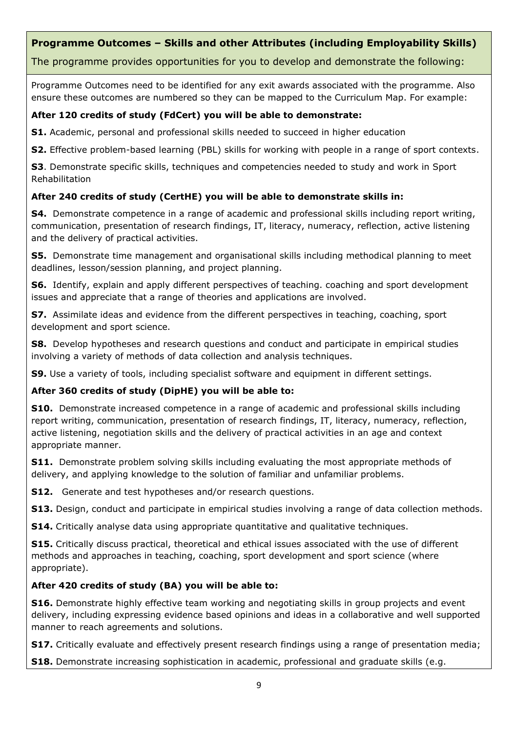## Programme Outcomes – Skills and other Attributes (including Employability Skills)

The programme provides opportunities for you to develop and demonstrate the following:

Programme Outcomes need to be identified for any exit awards associated with the programme. Also ensure these outcomes are numbered so they can be mapped to the Curriculum Map. For example:

**After 120 credits of study (FdCert) you will be able to demonstrate:**

**S1.** Academic, personal and professional skills needed to succeed in higher education

**S2.** Effective problem-based learning (PBL) skills for working with people in a range of sport contexts.

**S3**. Demonstrate specific skills, techniques and competencies needed to study and work in Sport Rehabilitation

**After 240 credits of study (CertHE) you will be able to demonstrate skills in:**

**S4.** Demonstrate competence in a range of academic and professional skills including report writing, communication, presentation of research findings, IT, literacy, numeracy, reflection, active listening and the delivery of practical activities.

**S5.** Demonstrate time management and organisational skills including methodical planning to meet deadlines, lesson/session planning, and project planning.

**S6.** Identify, explain and apply different perspectives of teaching. coaching and sport development issues and appreciate that a range of theories and applications are involved.

**S7.** Assimilate ideas and evidence from the different perspectives in teaching, coaching, sport development and sport science.

**S8.** Develop hypotheses and research questions and conduct and participate in empirical studies involving a variety of methods of data collection and analysis techniques.

**S9.** Use a variety of tools, including specialist software and equipment in different settings.

**After 360 credits of study (DipHE) you will be able to:**

**S10.** Demonstrate increased competence in a range of academic and professional skills including report writing, communication, presentation of research findings, IT, literacy, numeracy, reflection, active listening, negotiation skills and the delivery of practical activities in an age and context appropriate manner.

**S11.** Demonstrate problem solving skills including evaluating the most appropriate methods of delivery, and applying knowledge to the solution of familiar and unfamiliar problems.

**S12.** Generate and test hypotheses and/or research questions.

**S13.** Design, conduct and participate in empirical studies involving a range of data collection methods.

**S14.** Critically analyse data using appropriate quantitative and qualitative techniques.

**S15.** Critically discuss practical, theoretical and ethical issues associated with the use of different methods and approaches in teaching, coaching, sport development and sport science (where appropriate).

**After 420 credits of study (BA) you will be able to:**

**S16.** Demonstrate highly effective team working and negotiating skills in group projects and event delivery, including expressing evidence based opinions and ideas in a collaborative and well supported manner to reach agreements and solutions.

**S17.** Critically evaluate and effectively present research findings using a range of presentation media;

**S18.** Demonstrate increasing sophistication in academic, professional and graduate skills (e.g.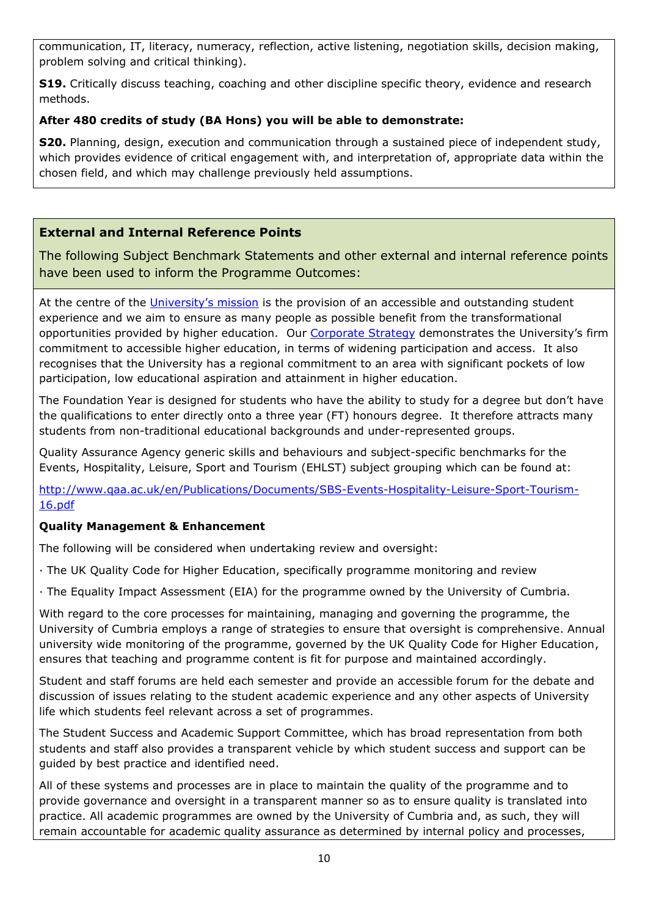communication, IT, literacy, numeracy, reflection, active listening, negotiation skills, decision making, problem solving and critical thinking).

**S19.** Critically discuss teaching, coaching and other discipline specific theory, evidence and research methods.

**After 480 credits of study (BA Hons) you will be able to demonstrate:**

**S20.** Planning, design, execution and communication through a sustained piece of independent study, which provides evidence of critical engagement with, and interpretation of, appropriate data within the chosen field, and which may challenge previously held assumptions.

## External and Internal Reference Points

The following Subject Benchmark Statements and other external and internal reference points have been used to inform the Programme Outcomes:

At the centre of the University's mission is the provision of an accessible and outstanding student experience and we aim to ensure as many people as possible benefit from the transformational opportunities provided by higher education. Our Corporate Strategy demonstrates the University's firm commitment to accessible higher education, in terms of widening participation and access. It also recognises that the University has a regional commitment to an area with significant pockets of low participation, low educational aspiration and attainment in higher education.

The Foundation Year is designed for students who have the ability to study for a degree but don't have the qualifications to enter directly onto a three year (FT) honours degree. It therefore attracts many students from non-traditional educational backgrounds and under-represented groups.

Quality Assurance Agency generic skills and behaviours and subject-specific benchmarks for the Events, Hospitality, Leisure, Sport and Tourism (EHLST) subject grouping which can be found at:

http://www.qaa.ac.uk/en/Publications/Documents/SBS-Events-Hospitality-Leisure-Sport-Tourism-16.pdf

**Quality Management & Enhancement**

The following will be considered when undertaking review and oversight:

· The UK Quality Code for Higher Education, specifically programme monitoring and review

· The Equality Impact Assessment (EIA) for the programme owned by the University of Cumbria.

With regard to the core processes for maintaining, managing and governing the programme, the University of Cumbria employs a range of strategies to ensure that oversight is comprehensive. Annual university wide monitoring of the programme, governed by the UK Quality Code for Higher Education, ensures that teaching and programme content is fit for purpose and maintained accordingly.

Student and staff forums are held each semester and provide an accessible forum for the debate and discussion of issues relating to the student academic experience and any other aspects of University life which students feel relevant across a set of programmes.

The Student Success and Academic Support Committee, which has broad representation from both students and staff also provides a transparent vehicle by which student success and support can be guided by best practice and identified need.

All of these systems and processes are in place to maintain the quality of the programme and to provide governance and oversight in a transparent manner so as to ensure quality is translated into practice. All academic programmes are owned by the University of Cumbria and, as such, they will remain accountable for academic quality assurance as determined by internal policy and processes,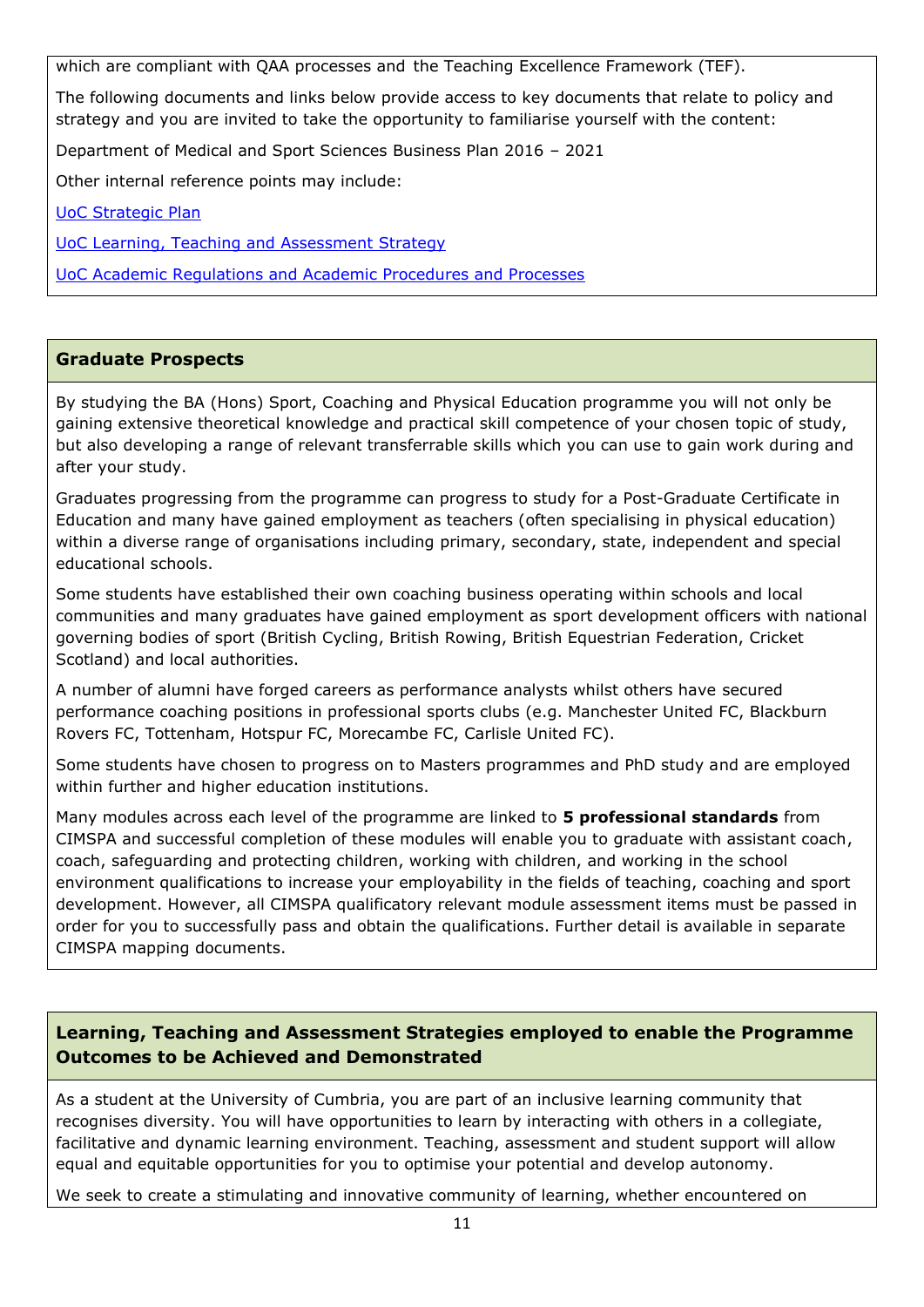which are compliant with QAA processes and the Teaching Excellence Framework (TEF).

The following documents and links below provide access to key documents that relate to policy and strategy and you are invited to take the opportunity to familiarise yourself with the content:

Department of Medical and Sport Sciences Business Plan 2016 – 2021

Other internal reference points may include:

UoC Strategic Plan

UoC Learning, Teaching and Assessment Strategy

UoC Academic Regulations and Academic Procedures and Processes

## Graduate Prospects

By studying the BA (Hons) Sport, Coaching and Physical Education programme you will not only be gaining extensive theoretical knowledge and practical skill competence of your chosen topic of study, but also developing a range of relevant transferrable skills which you can use to gain work during and after your study.

Graduates progressing from the programme can progress to study for a Post-Graduate Certificate in Education and many have gained employment as teachers (often specialising in physical education) within a diverse range of organisations including primary, secondary, state, independent and special educational schools.

Some students have established their own coaching business operating within schools and local communities and many graduates have gained employment as sport development officers with national governing bodies of sport (British Cycling, British Rowing, British Equestrian Federation, Cricket Scotland) and local authorities.

A number of alumni have forged careers as performance analysts whilst others have secured performance coaching positions in professional sports clubs (e.g. Manchester United FC, Blackburn Rovers FC, Tottenham, Hotspur FC, Morecambe FC, Carlisle United FC).

Some students have chosen to progress on to Masters programmes and PhD study and are employed within further and higher education institutions.

Many modules across each level of the programme are linked to **5 professional standards** from CIMSPA and successful completion of these modules will enable you to graduate with assistant coach, coach, safeguarding and protecting children, working with children, and working in the school environment qualifications to increase your employability in the fields of teaching, coaching and sport development. However, all CIMSPA qualificatory relevant module assessment items must be passed in order for you to successfully pass and obtain the qualifications. Further detail is available in separate CIMSPA mapping documents.

## Learning, Teaching and Assessment Strategies employed to enable the Programme Outcomes to be Achieved and Demonstrated

As a student at the University of Cumbria, you are part of an inclusive learning community that recognises diversity. You will have opportunities to learn by interacting with others in a collegiate, facilitative and dynamic learning environment. Teaching, assessment and student support will allow equal and equitable opportunities for you to optimise your potential and develop autonomy.

We seek to create a stimulating and innovative community of learning, whether encountered on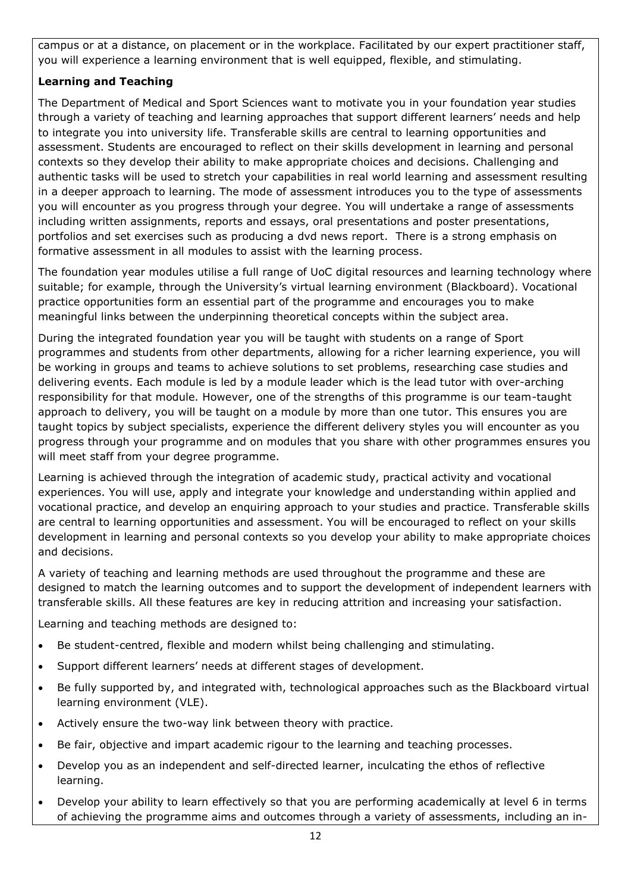campus or at a distance, on placement or in the workplace. Facilitated by our expert practitioner staff, you will experience a learning environment that is well equipped, flexible, and stimulating.

**Learning and Teaching**

The Department of Medical and Sport Sciences want to motivate you in your foundation year studies through a variety of teaching and learning approaches that support different learners' needs and help to integrate you into university life. Transferable skills are central to learning opportunities and assessment. Students are encouraged to reflect on their skills development in learning and personal contexts so they develop their ability to make appropriate choices and decisions. Challenging and authentic tasks will be used to stretch your capabilities in real world learning and assessment resulting in a deeper approach to learning. The mode of assessment introduces you to the type of assessments you will encounter as you progress through your degree. You will undertake a range of assessments including written assignments, reports and essays, oral presentations and poster presentations, portfolios and set exercises such as producing a dvd news report. There is a strong emphasis on formative assessment in all modules to assist with the learning process.

The foundation year modules utilise a full range of UoC digital resources and learning technology where suitable; for example, through the University's virtual learning environment (Blackboard). Vocational practice opportunities form an essential part of the programme and encourages you to make meaningful links between the underpinning theoretical concepts within the subject area.

During the integrated foundation year you will be taught with students on a range of Sport programmes and students from other departments, allowing for a richer learning experience, you will be working in groups and teams to achieve solutions to set problems, researching case studies and delivering events. Each module is led by a module leader which is the lead tutor with over-arching responsibility for that module. However, one of the strengths of this programme is our team-taught approach to delivery, you will be taught on a module by more than one tutor. This ensures you are taught topics by subject specialists, experience the different delivery styles you will encounter as you progress through your programme and on modules that you share with other programmes ensures you will meet staff from your degree programme.

Learning is achieved through the integration of academic study, practical activity and vocational experiences. You will use, apply and integrate your knowledge and understanding within applied and vocational practice, and develop an enquiring approach to your studies and practice. Transferable skills are central to learning opportunities and assessment. You will be encouraged to reflect on your skills development in learning and personal contexts so you develop your ability to make appropriate choices and decisions.

A variety of teaching and learning methods are used throughout the programme and these are designed to match the learning outcomes and to support the development of independent learners with transferable skills. All these features are key in reducing attrition and increasing your satisfaction.

Learning and teaching methods are designed to:

- Be student-centred, flexible and modern whilst being challenging and stimulating.
- Support different learners' needs at different stages of development.
- Be fully supported by, and integrated with, technological approaches such as the Blackboard virtual learning environment (VLE).
- Actively ensure the two-way link between theory with practice.
- Be fair, objective and impart academic rigour to the learning and teaching processes.
- Develop you as an independent and self-directed learner, inculcating the ethos of reflective learning.
- Develop your ability to learn effectively so that you are performing academically at level 6 in terms of achieving the programme aims and outcomes through a variety of assessments, including an in-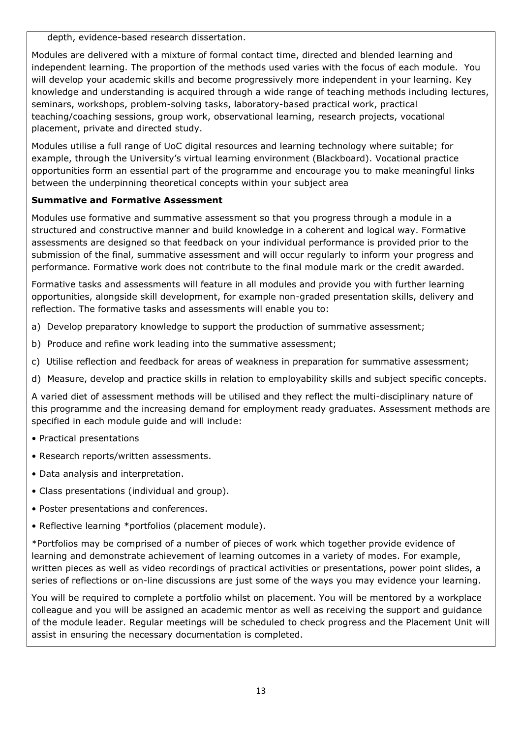depth, evidence-based research dissertation.

Modules are delivered with a mixture of formal contact time, directed and blended learning and independent learning. The proportion of the methods used varies with the focus of each module. You will develop your academic skills and become progressively more independent in your learning. Key knowledge and understanding is acquired through a wide range of teaching methods including lectures, seminars, workshops, problem-solving tasks, laboratory-based practical work, practical teaching/coaching sessions, group work, observational learning, research projects, vocational placement, private and directed study.

Modules utilise a full range of UoC digital resources and learning technology where suitable; for example, through the University's virtual learning environment (Blackboard). Vocational practice opportunities form an essential part of the programme and encourage you to make meaningful links between the underpinning theoretical concepts within your subject area

**Summative and Formative Assessment**

Modules use formative and summative assessment so that you progress through a module in a structured and constructive manner and build knowledge in a coherent and logical way. Formative assessments are designed so that feedback on your individual performance is provided prior to the submission of the final, summative assessment and will occur regularly to inform your progress and performance. Formative work does not contribute to the final module mark or the credit awarded.

Formative tasks and assessments will feature in all modules and provide you with further learning opportunities, alongside skill development, for example non-graded presentation skills, delivery and reflection. The formative tasks and assessments will enable you to:

a) Develop preparatory knowledge to support the production of summative assessment;

b) Produce and refine work leading into the summative assessment;

c) Utilise reflection and feedback for areas of weakness in preparation for summative assessment;

d) Measure, develop and practice skills in relation to employability skills and subject specific concepts.

A varied diet of assessment methods will be utilised and they reflect the multi-disciplinary nature of this programme and the increasing demand for employment ready graduates. Assessment methods are specified in each module guide and will include:

- Practical presentations
- Research reports/written assessments.
- Data analysis and interpretation.
- Class presentations (individual and group).
- Poster presentations and conferences.
- Reflective learning *portfolios (placement module).

*Portfolios may be comprised of a number of pieces of work which together provide evidence of learning and demonstrate achievement of learning outcomes in a variety of modes. For example, written pieces as well as video recordings of practical activities or presentations, power point slides, a series of reflections or on-line discussions are just some of the ways you may evidence your learning.

You will be required to complete a portfolio whilst on placement. You will be mentored by a workplace colleague and you will be assigned an academic mentor as well as receiving the support and guidance of the module leader. Regular meetings will be scheduled to check progress and the Placement Unit will assist in ensuring the necessary documentation is completed.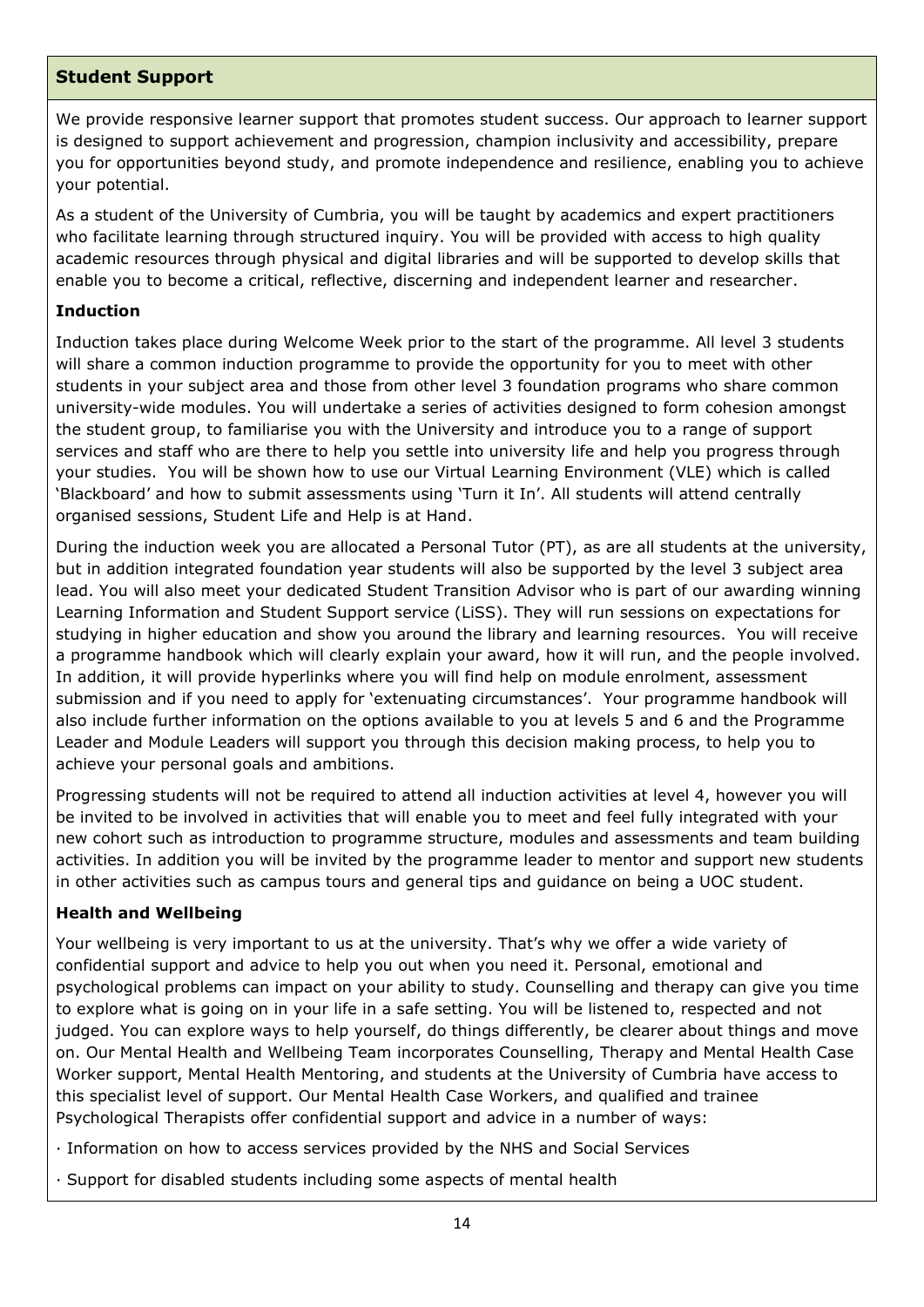## Student Support

We provide responsive learner support that promotes student success. Our approach to learner support is designed to support achievement and progression, champion inclusivity and accessibility, prepare you for opportunities beyond study, and promote independence and resilience, enabling you to achieve your potential.

As a student of the University of Cumbria, you will be taught by academics and expert practitioners who facilitate learning through structured inquiry. You will be provided with access to high quality academic resources through physical and digital libraries and will be supported to develop skills that enable you to become a critical, reflective, discerning and independent learner and researcher.

### Induction

Induction takes place during Welcome Week prior to the start of the programme. All level 3 students will share a common induction programme to provide the opportunity for you to meet with other students in your subject area and those from other level 3 foundation programs who share common university-wide modules. You will undertake a series of activities designed to form cohesion amongst the student group, to familiarise you with the University and introduce you to a range of support services and staff who are there to help you settle into university life and help you progress through your studies. You will be shown how to use our Virtual Learning Environment (VLE) which is called 'Blackboard' and how to submit assessments using 'Turn it In'. All students will attend centrally organised sessions, Student Life and Help is at Hand.

During the induction week you are allocated a Personal Tutor (PT), as are all students at the university, but in addition integrated foundation year students will also be supported by the level 3 subject area lead. You will also meet your dedicated Student Transition Advisor who is part of our awarding winning Learning Information and Student Support service (LiSS). They will run sessions on expectations for studying in higher education and show you around the library and learning resources. You will receive a programme handbook which will clearly explain your award, how it will run, and the people involved. In addition, it will provide hyperlinks where you will find help on module enrolment, assessment submission and if you need to apply for 'extenuating circumstances'. Your programme handbook will also include further information on the options available to you at levels 5 and 6 and the Programme Leader and Module Leaders will support you through this decision making process, to help you to achieve your personal goals and ambitions.

Progressing students will not be required to attend all induction activities at level 4, however you will be invited to be involved in activities that will enable you to meet and feel fully integrated with your new cohort such as introduction to programme structure, modules and assessments and team building activities. In addition you will be invited by the programme leader to mentor and support new students in other activities such as campus tours and general tips and guidance on being a UOC student.

### Health and Wellbeing

Your wellbeing is very important to us at the university. That's why we offer a wide variety of confidential support and advice to help you out when you need it. Personal, emotional and psychological problems can impact on your ability to study. Counselling and therapy can give you time to explore what is going on in your life in a safe setting. You will be listened to, respected and not judged. You can explore ways to help yourself, do things differently, be clearer about things and move on. Our Mental Health and Wellbeing Team incorporates Counselling, Therapy and Mental Health Case Worker support, Mental Health Mentoring, and students at the University of Cumbria have access to this specialist level of support. Our Mental Health Case Workers, and qualified and trainee Psychological Therapists offer confidential support and advice in a number of ways:

- Information on how to access services provided by the NHS and Social Services
- Support for disabled students including some aspects of mental health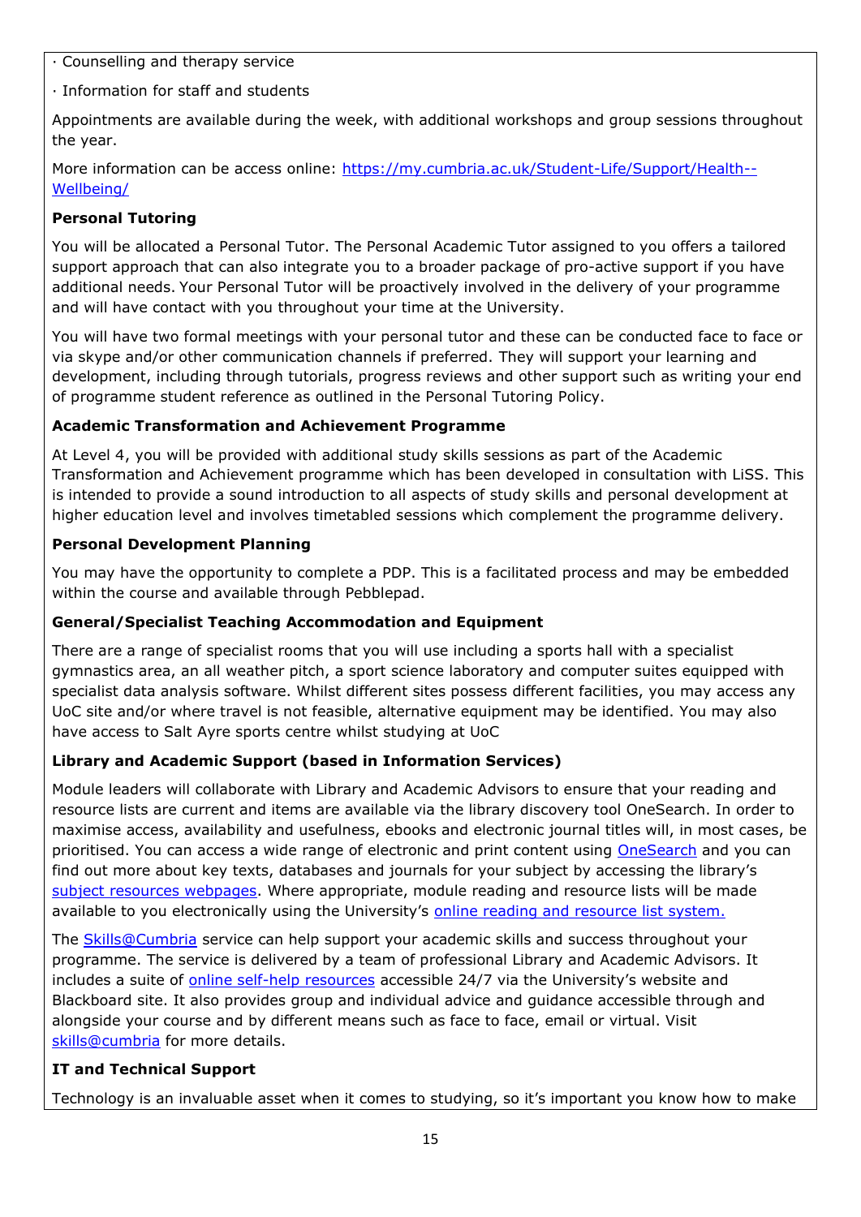· Counselling and therapy service

· Information for staff and students

Appointments are available during the week, with additional workshops and group sessions throughout the year.

More information can be access online: [https://my.cumbria.ac.uk/Student-Life/Support/Health--Wellbeing/](https://my.cumbria.ac.uk/Student-Life/Support/Health--Wellbeing/)

**Personal Tutoring**

You will be allocated a Personal Tutor. The Personal Academic Tutor assigned to you offers a tailored support approach that can also integrate you to a broader package of pro-active support if you have additional needs. Your Personal Tutor will be proactively involved in the delivery of your programme and will have contact with you throughout your time at the University.

You will have two formal meetings with your personal tutor and these can be conducted face to face or via skype and/or other communication channels if preferred. They will support your learning and development, including through tutorials, progress reviews and other support such as writing your end of programme student reference as outlined in the Personal Tutoring Policy.

**Academic Transformation and Achievement Programme**

At Level 4, you will be provided with additional study skills sessions as part of the Academic Transformation and Achievement programme which has been developed in consultation with LiSS. This is intended to provide a sound introduction to all aspects of study skills and personal development at higher education level and involves timetabled sessions which complement the programme delivery.

**Personal Development Planning**

You may have the opportunity to complete a PDP. This is a facilitated process and may be embedded within the course and available through Pebblepad.

**General/Specialist Teaching Accommodation and Equipment**

There are a range of specialist rooms that you will use including a sports hall with a specialist gymnastics area, an all weather pitch, a sport science laboratory and computer suites equipped with specialist data analysis software. Whilst different sites possess different facilities, you may access any UoC site and/or where travel is not feasible, alternative equipment may be identified. You may also have access to Salt Ayre sports centre whilst studying at UoC

**Library and Academic Support (based in Information Services)**

Module leaders will collaborate with Library and Academic Advisors to ensure that your reading and resource lists are current and items are available via the library discovery tool OneSearch. In order to maximise access, availability and usefulness, ebooks and electronic journal titles will, in most cases, be prioritised. You can access a wide range of electronic and print content using OneSearch and you can find out more about key texts, databases and journals for your subject by accessing the library's subject resources webpages. Where appropriate, module reading and resource lists will be made available to you electronically using the University's online reading and resource list system.

The Skills@Cumbria service can help support your academic skills and success throughout your programme. The service is delivered by a team of professional Library and Academic Advisors. It includes a suite of online self-help resources accessible 24/7 via the University's website and Blackboard site. It also provides group and individual advice and guidance accessible through and alongside your course and by different means such as face to face, email or virtual. Visit skills@cumbria for more details.

**IT and Technical Support**

Technology is an invaluable asset when it comes to studying, so it's important you know how to make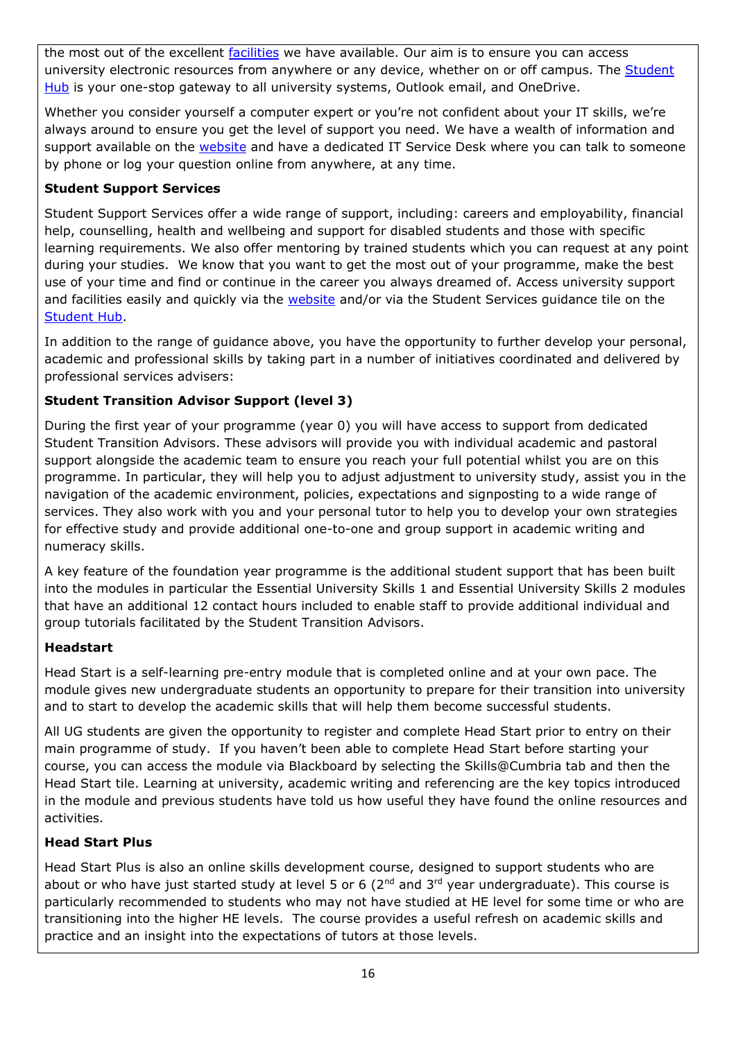the most out of the excellent facilities we have available. Our aim is to ensure you can access university electronic resources from anywhere or any device, whether on or off campus. The Student Hub is your one-stop gateway to all university systems, Outlook email, and OneDrive.

Whether you consider yourself a computer expert or you're not confident about your IT skills, we're always around to ensure you get the level of support you need. We have a wealth of information and support available on the website and have a dedicated IT Service Desk where you can talk to someone by phone or log your question online from anywhere, at any time.

**Student Support Services**

Student Support Services offer a wide range of support, including: careers and employability, financial help, counselling, health and wellbeing and support for disabled students and those with specific learning requirements. We also offer mentoring by trained students which you can request at any point during your studies. We know that you want to get the most out of your programme, make the best use of your time and find or continue in the career you always dreamed of. Access university support and facilities easily and quickly via the website and/or via the Student Services guidance tile on the Student Hub.

In addition to the range of guidance above, you have the opportunity to further develop your personal, academic and professional skills by taking part in a number of initiatives coordinated and delivered by professional services advisers:

**Student Transition Advisor Support (level 3)**

During the first year of your programme (year 0) you will have access to support from dedicated Student Transition Advisors. These advisors will provide you with individual academic and pastoral support alongside the academic team to ensure you reach your full potential whilst you are on this programme. In particular, they will help you to adjust adjustment to university study, assist you in the navigation of the academic environment, policies, expectations and signposting to a wide range of services. They also work with you and your personal tutor to help you to develop your own strategies for effective study and provide additional one-to-one and group support in academic writing and numeracy skills.

A key feature of the foundation year programme is the additional student support that has been built into the modules in particular the Essential University Skills 1 and Essential University Skills 2 modules that have an additional 12 contact hours included to enable staff to provide additional individual and group tutorials facilitated by the Student Transition Advisors.

**Headstart**

Head Start is a self-learning pre-entry module that is completed online and at your own pace. The module gives new undergraduate students an opportunity to prepare for their transition into university and to start to develop the academic skills that will help them become successful students.

All UG students are given the opportunity to register and complete Head Start prior to entry on their main programme of study. If you haven't been able to complete Head Start before starting your course, you can access the module via Blackboard by selecting the Skills@Cumbria tab and then the Head Start tile. Learning at university, academic writing and referencing are the key topics introduced in the module and previous students have told us how useful they have found the online resources and activities.

**Head Start Plus**

Head Start Plus is also an online skills development course, designed to support students who are about or who have just started study at level 5 or 6 (2nd and 3rd year undergraduate). This course is particularly recommended to students who may not have studied at HE level for some time or who are transitioning into the higher HE levels. The course provides a useful refresh on academic skills and practice and an insight into the expectations of tutors at those levels.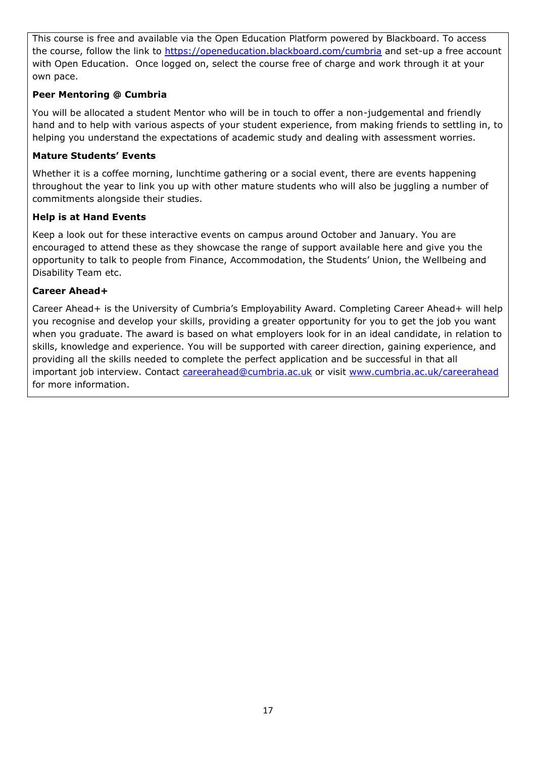This course is free and available via the Open Education Platform powered by Blackboard. To access the course, follow the link to [https://openeducation.blackboard.com/cumbria](https://openeducation.blackboard.com/cumbria) and set-up a free account with Open Education. Once logged on, select the course free of charge and work through it at your own pace.

**Peer Mentoring @ Cumbria**

You will be allocated a student Mentor who will be in touch to offer a non-judgemental and friendly hand and to help with various aspects of your student experience, from making friends to settling in, to helping you understand the expectations of academic study and dealing with assessment worries.

**Mature Students' Events**

Whether it is a coffee morning, lunchtime gathering or a social event, there are events happening throughout the year to link you up with other mature students who will also be juggling a number of commitments alongside their studies.

**Help is at Hand Events**

Keep a look out for these interactive events on campus around October and January. You are encouraged to attend these as they showcase the range of support available here and give you the opportunity to talk to people from Finance, Accommodation, the Students' Union, the Wellbeing and Disability Team etc.

**Career Ahead+**

Career Ahead+ is the University of Cumbria's Employability Award. Completing Career Ahead+ will help you recognise and develop your skills, providing a greater opportunity for you to get the job you want when you graduate. The award is based on what employers look for in an ideal candidate, in relation to skills, knowledge and experience. You will be supported with career direction, gaining experience, and providing all the skills needed to complete the perfect application and be successful in that all important job interview. Contact [careerahead@cumbria.ac.uk](mailto:careerahead@cumbria.ac.uk) or visit [www.cumbria.ac.uk/careerahead](http://www.cumbria.ac.uk/careerahead) for more information.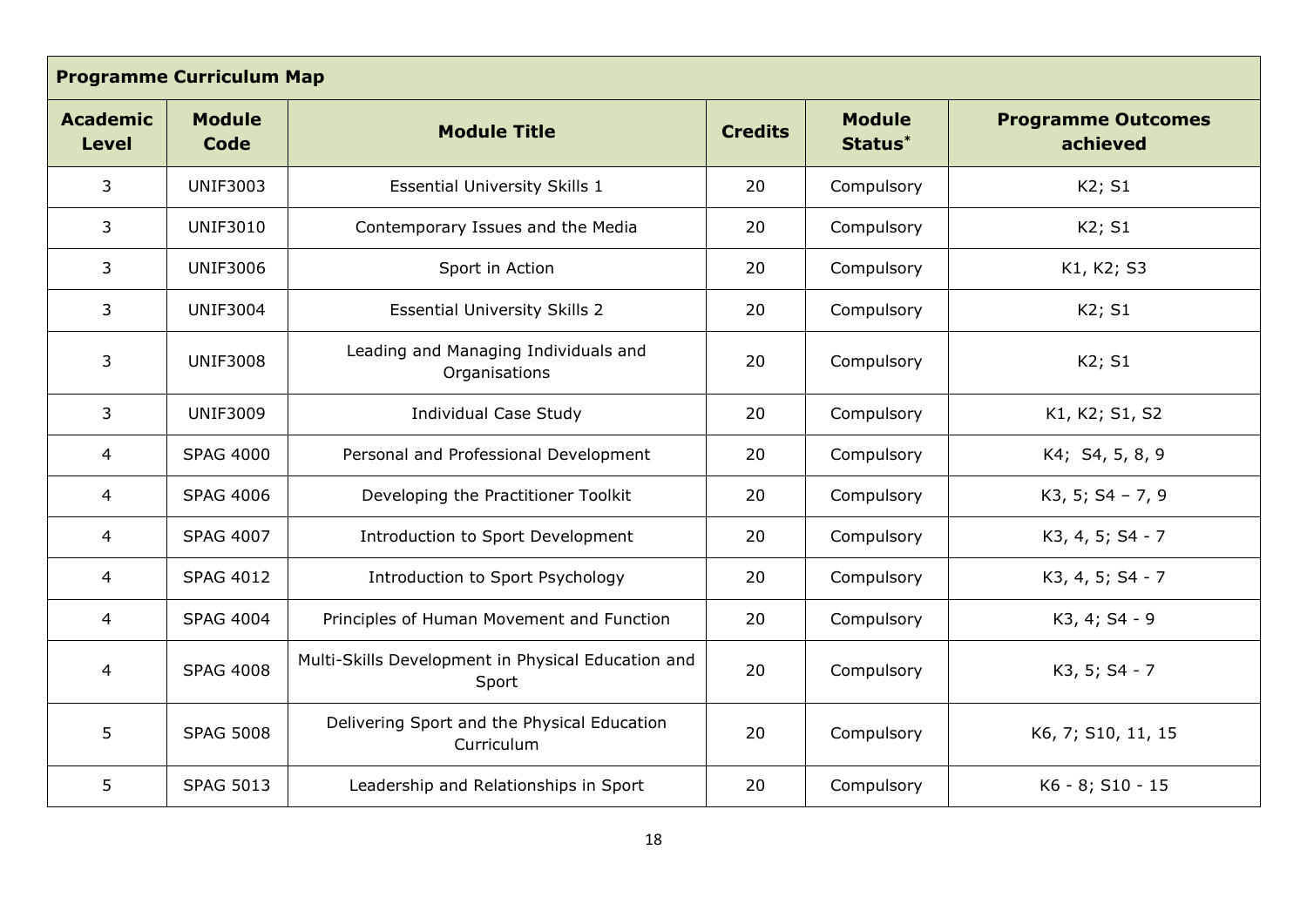| Programme Curriculum Map | | | | | |
|---|---|---|---|---|---|
| **Academic Level** | **Module Code** | **Module Title** | **Credits** | **Module Status*** | **Programme Outcomes achieved** |
| 3 | UNIF3003 | Essential University Skills 1 | 20 | Compulsory | K2; S1 |
| 3 | UNIF3010 | Contemporary Issues and the Media | 20 | Compulsory | K2; S1 |
| 3 | UNIF3006 | Sport in Action | 20 | Compulsory | K1, K2; S3 |
| 3 | UNIF3004 | Essential University Skills 2 | 20 | Compulsory | K2; S1 |
| 3 | UNIF3008 | Leading and Managing Individuals and Organisations | 20 | Compulsory | K2; S1 |
| 3 | UNIF3009 | Individual Case Study | 20 | Compulsory | K1, K2; S1, S2 |
| 4 | SPAG 4000 | Personal and Professional Development | 20 | Compulsory | K4; S4, 5, 8, 9 |
| 4 | SPAG 4006 | Developing the Practitioner Toolkit | 20 | Compulsory | K3, 5; S4 – 7, 9 |
| 4 | SPAG 4007 | Introduction to Sport Development | 20 | Compulsory | K3, 4, 5; S4 - 7 |
| 4 | SPAG 4012 | Introduction to Sport Psychology | 20 | Compulsory | K3, 4, 5; S4 - 7 |
| 4 | SPAG 4004 | Principles of Human Movement and Function | 20 | Compulsory | K3, 4; S4 - 9 |
| 4 | SPAG 4008 | Multi-Skills Development in Physical Education and Sport | 20 | Compulsory | K3, 5; S4 - 7 |
| 5 | SPAG 5008 | Delivering Sport and the Physical Education Curriculum | 20 | Compulsory | K6, 7; S10, 11, 15 |
| 5 | SPAG 5013 | Leadership and Relationships in Sport | 20 | Compulsory | K6 - 8; S10 - 15 |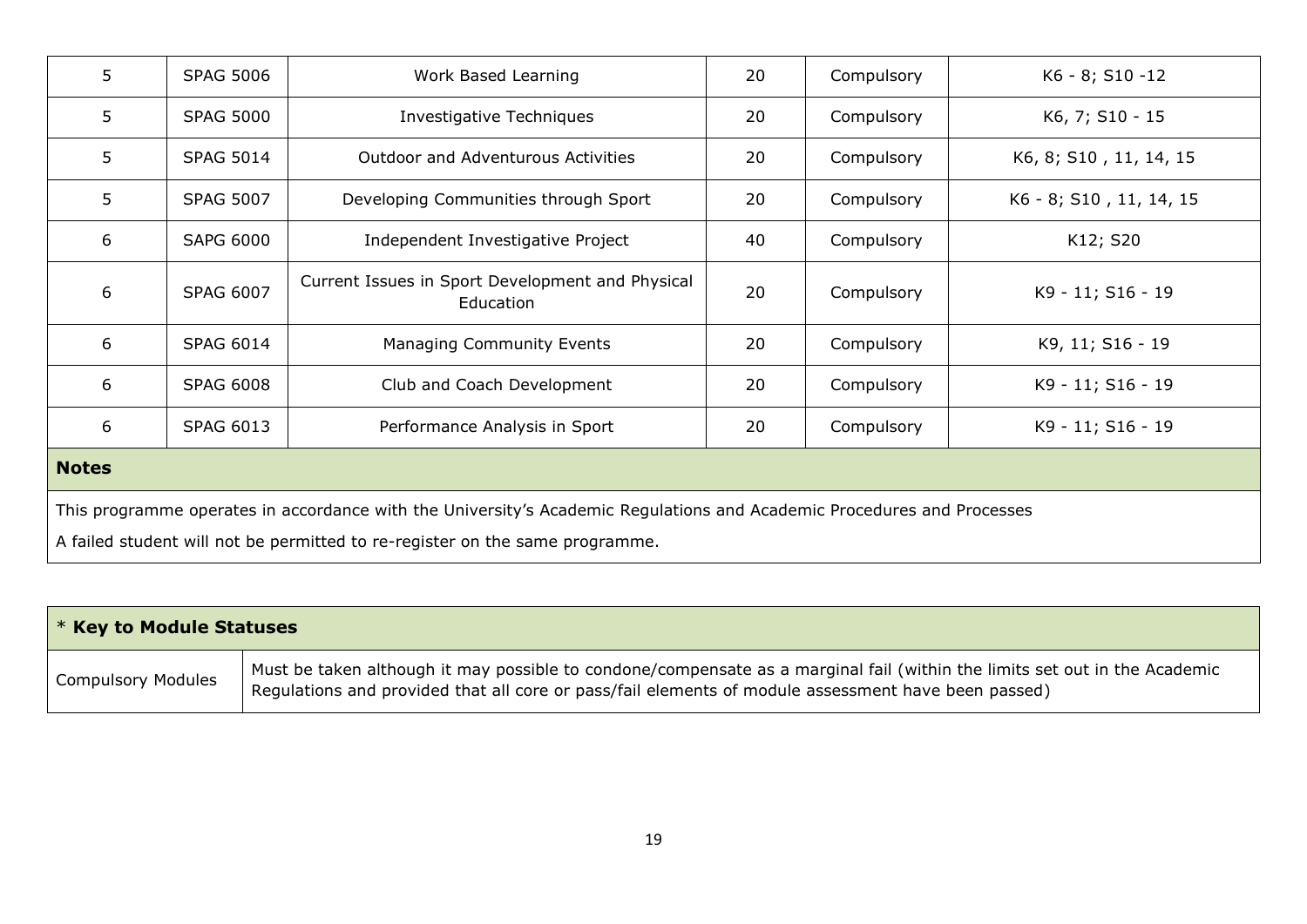| | | | | | |
|---|---|---|---|---|---|
| 5 | SPAG 5006 | Work Based Learning | 20 | Compulsory | K6 - 8; S10 -12 |
| 5 | SPAG 5000 | Investigative Techniques | 20 | Compulsory | K6, 7; S10 - 15 |
| 5 | SPAG 5014 | Outdoor and Adventurous Activities | 20 | Compulsory | K6, 8; S10 , 11, 14, 15 |
| 5 | SPAG 5007 | Developing Communities through Sport | 20 | Compulsory | K6 - 8; S10 , 11, 14, 15 |
| 6 | SAPG 6000 | Independent Investigative Project | 40 | Compulsory | K12; S20 |
| 6 | SPAG 6007 | Current Issues in Sport Development and Physical Education | 20 | Compulsory | K9 - 11; S16 - 19 |
| 6 | SPAG 6014 | Managing Community Events | 20 | Compulsory | K9, 11; S16 - 19 |
| 6 | SPAG 6008 | Club and Coach Development | 20 | Compulsory | K9 - 11; S16 - 19 |
| 6 | SPAG 6013 | Performance Analysis in Sport | 20 | Compulsory | K9 - 11; S16 - 19 |

**Notes**

This programme operates in accordance with the University's Academic Regulations and Academic Procedures and Processes

A failed student will not be permitted to re-register on the same programme.

| * **Key to Module Statuses** | |
|---|---|
| Compulsory Modules | Must be taken although it may possible to condone/compensate as a marginal fail (within the limits set out in the Academic Regulations and provided that all core or pass/fail elements of module assessment have been passed) |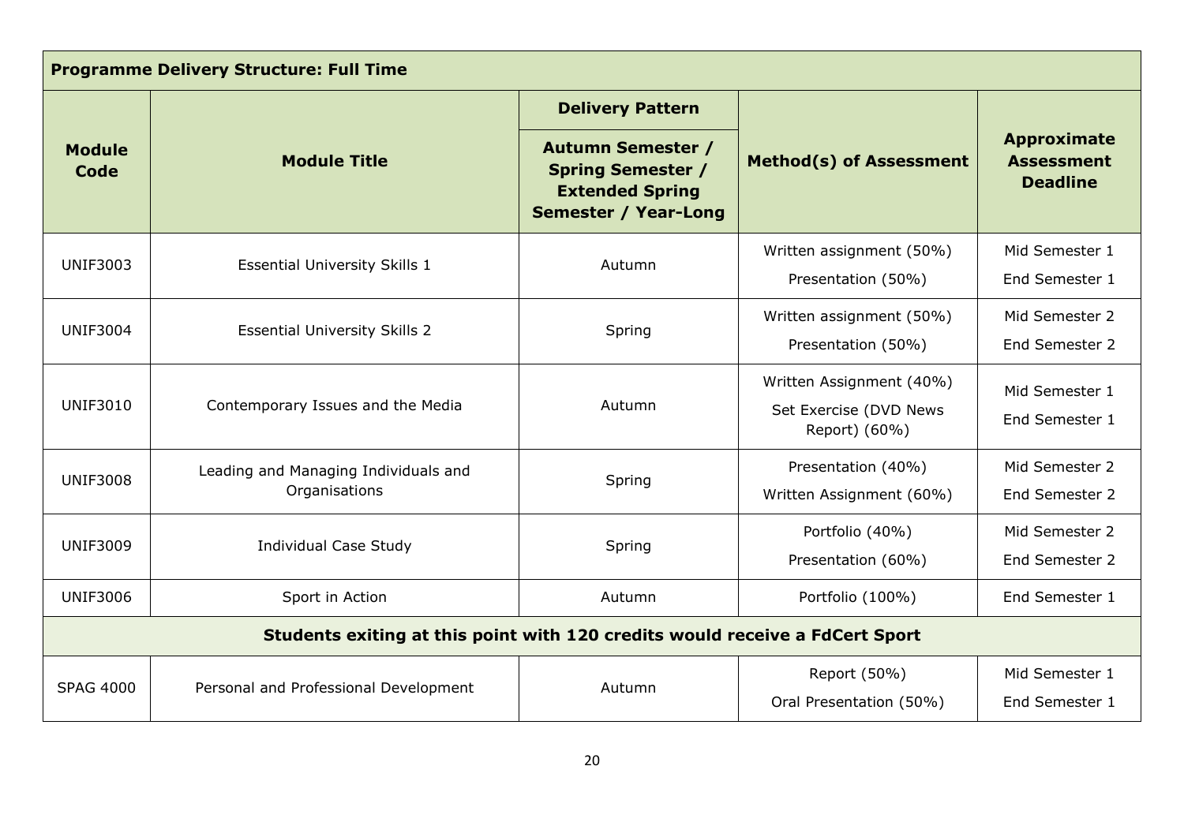| Programme Delivery Structure: Full Time | | | | |
|---|---|---|---|---|
| **Module Code** | **Module Title** | **Delivery Pattern**<br>**Autumn Semester / Spring Semester / Extended Spring Semester / Year-Long** | **Method(s) of Assessment** | **Approximate Assessment Deadline** |
| UNIF3003 | Essential University Skills 1 | Autumn | Written assignment (50%)<br>Presentation (50%) | Mid Semester 1<br>End Semester 1 |
| UNIF3004 | Essential University Skills 2 | Spring | Written assignment (50%)<br>Presentation (50%) | Mid Semester 2<br>End Semester 2 |
| UNIF3010 | Contemporary Issues and the Media | Autumn | Written Assignment (40%)<br>Set Exercise (DVD News Report) (60%) | Mid Semester 1<br>End Semester 1 |
| UNIF3008 | Leading and Managing Individuals and Organisations | Spring | Presentation (40%)<br>Written Assignment (60%) | Mid Semester 2<br>End Semester 2 |
| UNIF3009 | Individual Case Study | Spring | Portfolio (40%)<br>Presentation (60%) | Mid Semester 2<br>End Semester 2 |
| UNIF3006 | Sport in Action | Autumn | Portfolio (100%) | End Semester 1 |
| **Students exiting at this point with 120 credits would receive a FdCert Sport** | | | | |
| SPAG 4000 | Personal and Professional Development | Autumn | Report (50%)<br>Oral Presentation (50%) | Mid Semester 1<br>End Semester 1 |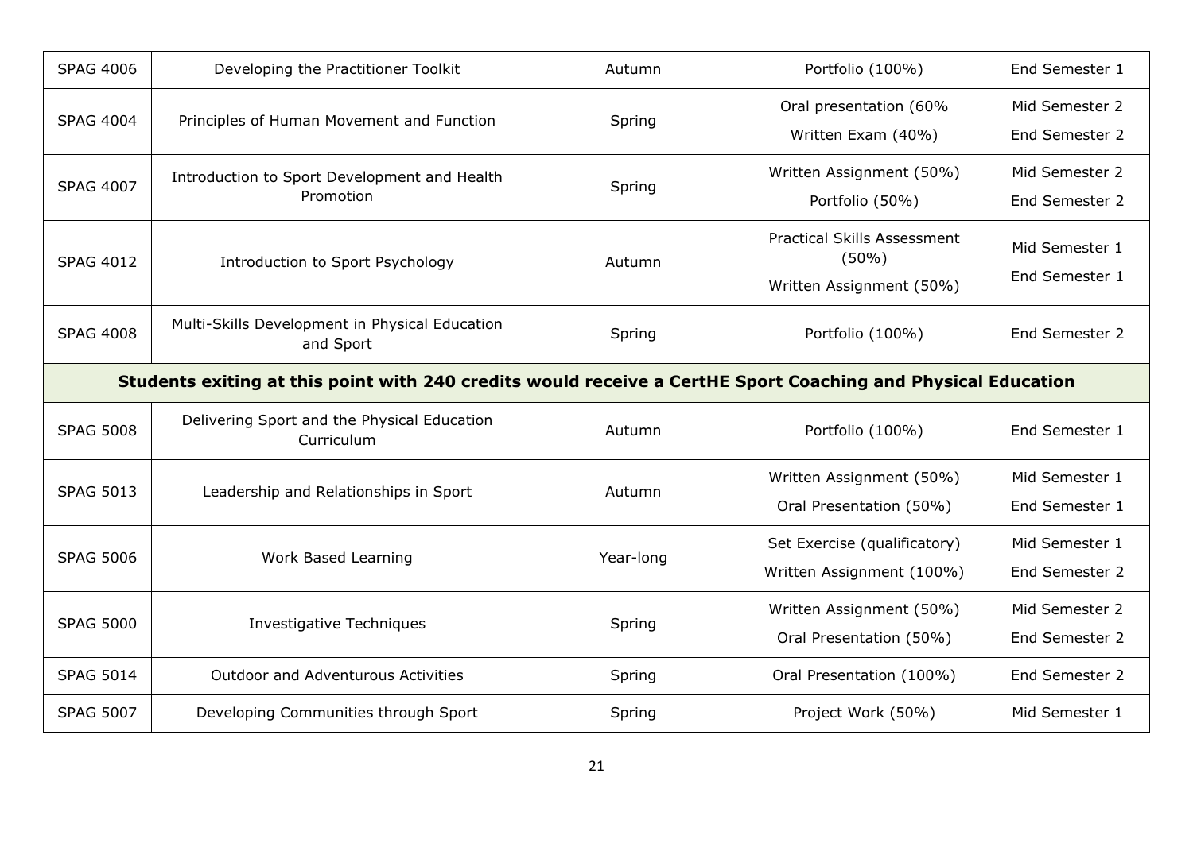| | | | | |
|---|---|---|---|---|
| SPAG 4006 | Developing the Practitioner Toolkit | Autumn | Portfolio (100%) | End Semester 1 |
| SPAG 4004 | Principles of Human Movement and Function | Spring | Oral presentation (60%<br>Written Exam (40%) | Mid Semester 2<br>End Semester 2 |
| SPAG 4007 | Introduction to Sport Development and Health Promotion | Spring | Written Assignment (50%)<br>Portfolio (50%) | Mid Semester 2<br>End Semester 2 |
| SPAG 4012 | Introduction to Sport Psychology | Autumn | Practical Skills Assessment (50%)<br>Written Assignment (50%) | Mid Semester 1<br>End Semester 1 |
| SPAG 4008 | Multi-Skills Development in Physical Education and Sport | Spring | Portfolio (100%) | End Semester 2 |
| **Students exiting at this point with 240 credits would receive a CertHE Sport Coaching and Physical Education** | | | | |
| SPAG 5008 | Delivering Sport and the Physical Education Curriculum | Autumn | Portfolio (100%) | End Semester 1 |
| SPAG 5013 | Leadership and Relationships in Sport | Autumn | Written Assignment (50%)<br>Oral Presentation (50%) | Mid Semester 1<br>End Semester 1 |
| SPAG 5006 | Work Based Learning | Year-long | Set Exercise (qualificatory)<br>Written Assignment (100%) | Mid Semester 1<br>End Semester 2 |
| SPAG 5000 | Investigative Techniques | Spring | Written Assignment (50%)<br>Oral Presentation (50%) | Mid Semester 2<br>End Semester 2 |
| SPAG 5014 | Outdoor and Adventurous Activities | Spring | Oral Presentation (100%) | End Semester 2 |
| SPAG 5007 | Developing Communities through Sport | Spring | Project Work (50%) | Mid Semester 1 |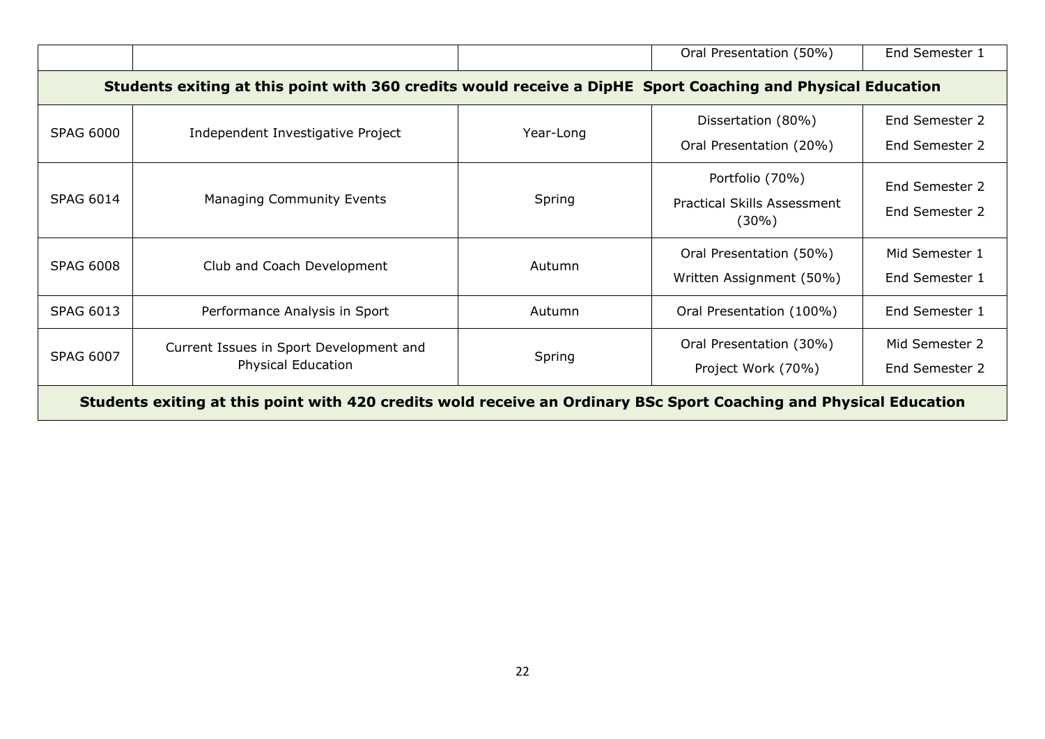|  |  |  | Oral Presentation (50%) | End Semester 1 |
|---|---|---|---|---|
| **Students exiting at this point with 360 credits would receive a DipHE Sport Coaching and Physical Education** | | | | |
| SPAG 6000 | Independent Investigative Project | Year-Long | Dissertation (80%)<br>Oral Presentation (20%) | End Semester 2<br>End Semester 2 |
| SPAG 6014 | Managing Community Events | Spring | Portfolio (70%)<br>Practical Skills Assessment (30%) | End Semester 2<br>End Semester 2 |
| SPAG 6008 | Club and Coach Development | Autumn | Oral Presentation (50%)<br>Written Assignment (50%) | Mid Semester 1<br>End Semester 1 |
| SPAG 6013 | Performance Analysis in Sport | Autumn | Oral Presentation (100%) | End Semester 1 |
| SPAG 6007 | Current Issues in Sport Development and Physical Education | Spring | Oral Presentation (30%)<br>Project Work (70%) | Mid Semester 2<br>End Semester 2 |
| **Students exiting at this point with 420 credits wold receive an Ordinary BSc Sport Coaching and Physical Education** | | | | |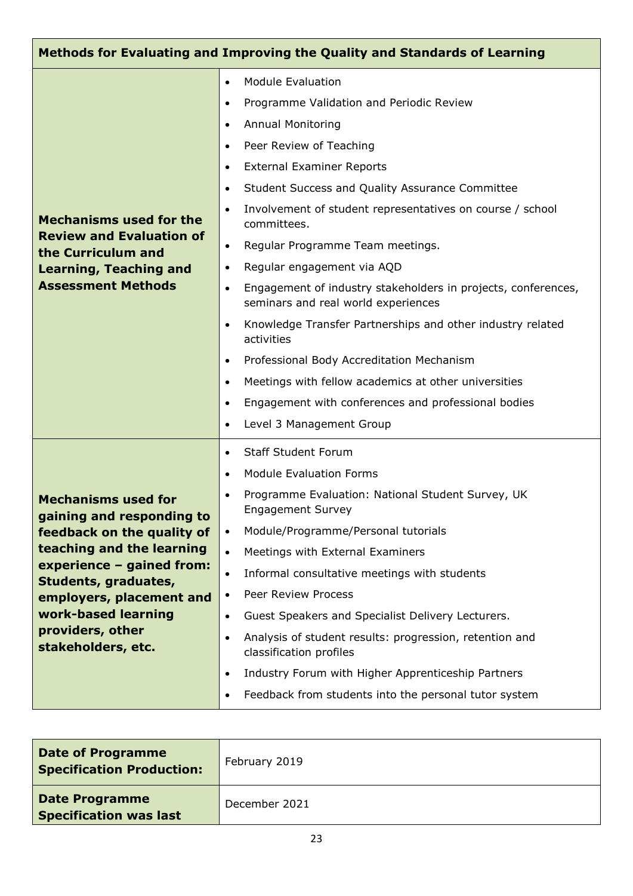| Methods for Evaluating and Improving the Quality and Standards of Learning | |
|---|---|
| **Mechanisms used for the Review and Evaluation of the Curriculum and Learning, Teaching and Assessment Methods** | • Module Evaluation<br>• Programme Validation and Periodic Review<br>• Annual Monitoring<br>• Peer Review of Teaching<br>• External Examiner Reports<br>• Student Success and Quality Assurance Committee<br>• Involvement of student representatives on course / school committees.<br>• Regular Programme Team meetings.<br>• Regular engagement via AQD<br>• Engagement of industry stakeholders in projects, conferences, seminars and real world experiences<br>• Knowledge Transfer Partnerships and other industry related activities<br>• Professional Body Accreditation Mechanism<br>• Meetings with fellow academics at other universities<br>• Engagement with conferences and professional bodies<br>• Level 3 Management Group |
| **Mechanisms used for gaining and responding to feedback on the quality of teaching and the learning experience – gained from: Students, graduates, employers, placement and work-based learning providers, other stakeholders, etc.** | • Staff Student Forum<br>• Module Evaluation Forms<br>• Programme Evaluation: National Student Survey, UK Engagement Survey<br>• Module/Programme/Personal tutorials<br>• Meetings with External Examiners<br>• Informal consultative meetings with students<br>• Peer Review Process<br>• Guest Speakers and Specialist Delivery Lecturers.<br>• Analysis of student results: progression, retention and classification profiles<br>• Industry Forum with Higher Apprenticeship Partners<br>• Feedback from students into the personal tutor system |

| | |
|---|---|
| **Date of Programme Specification Production:** | February 2019 |
| **Date Programme Specification was last** | December 2021 |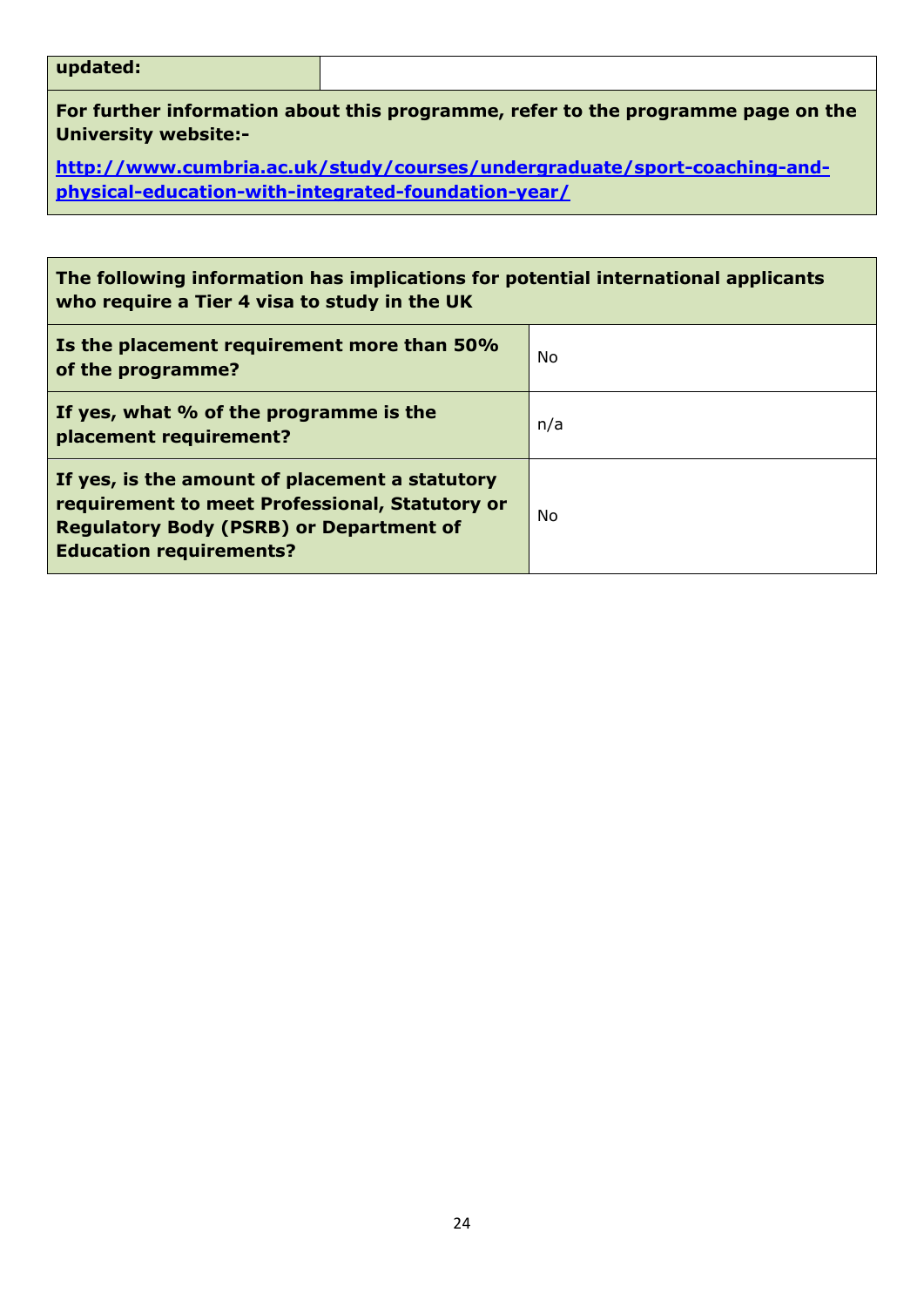| | |
|---|---|
| **updated:** | |

**For further information about this programme, refer to the programme page on the University website:-**

**[http://www.cumbria.ac.uk/study/courses/undergraduate/sport-coaching-and-physical-education-with-integrated-foundation-year/](http://www.cumbria.ac.uk/study/courses/undergraduate/sport-coaching-and-physical-education-with-integrated-foundation-year/)**

| **The following information has implications for potential international applicants who require a Tier 4 visa to study in the UK** | |
|---|---|
| **Is the placement requirement more than 50% of the programme?** | No |
| **If yes, what % of the programme is the placement requirement?** | n/a |
| **If yes, is the amount of placement a statutory requirement to meet Professional, Statutory or Regulatory Body (PSRB) or Department of Education requirements?** | No |